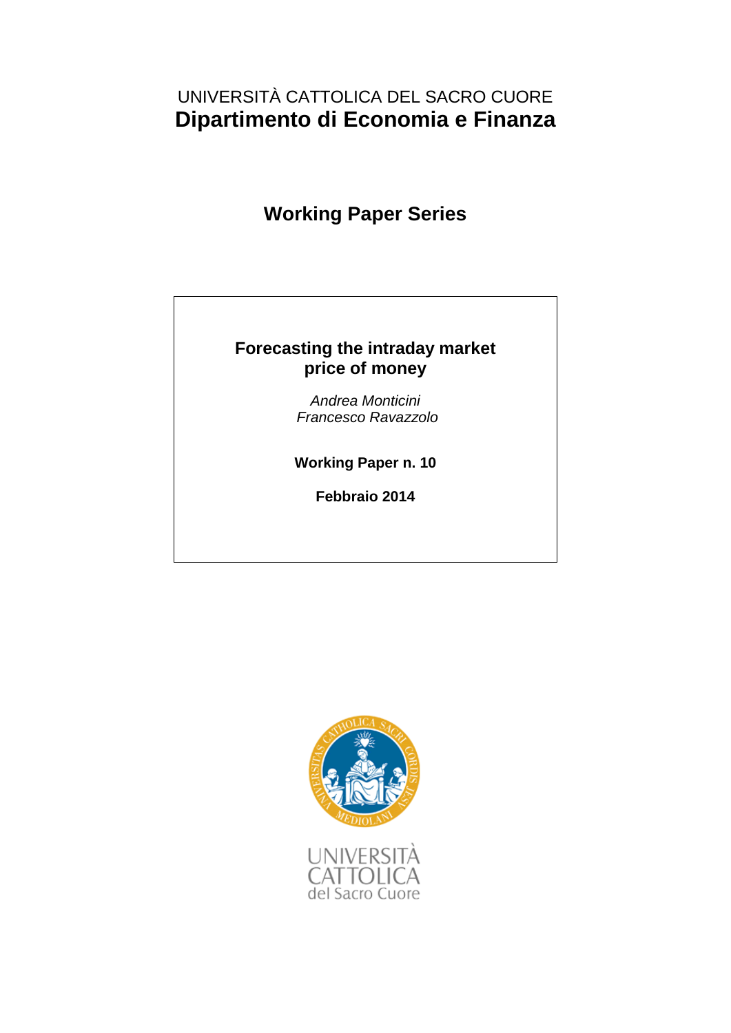UNIVERSITÀ CATTOLICA DEL SACRO CUORE

# Dipartimento di Economia e Finanza

## Working Paper Series

### Forecasting the intraday market price of money

*Andrea Monticini*
*Francesco Ravazzolo*

**Working Paper n. 10**

**Febbraio 2014**

UNIVERSITÀ CATTOLICA del Sacro Cuore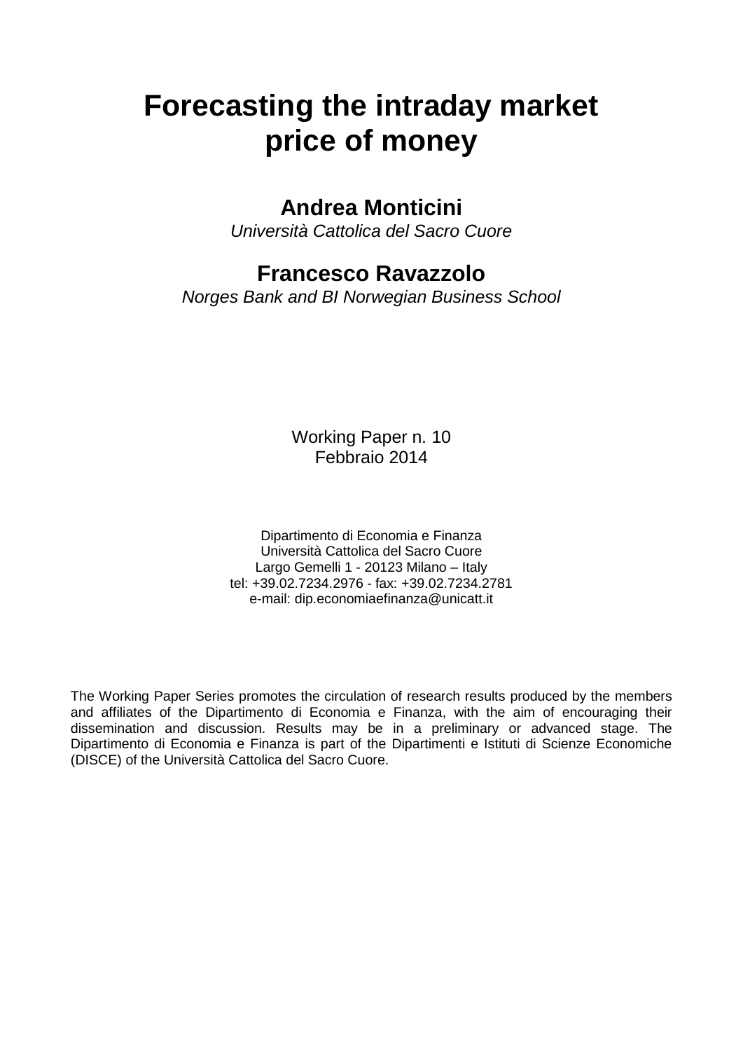# Forecasting the intraday market price of money

## Andrea Monticini

*Università Cattolica del Sacro Cuore*

## Francesco Ravazzolo

*Norges Bank and BI Norwegian Business School*

Working Paper n. 10
Febbraio 2014

Dipartimento di Economia e Finanza
Università Cattolica del Sacro Cuore
Largo Gemelli 1 - 20123 Milano – Italy
tel: +39.02.7234.2976 - fax: +39.02.7234.2781
e-mail: dip.economiaefinanza@unicatt.it

The Working Paper Series promotes the circulation of research results produced by the members and affiliates of the Dipartimento di Economia e Finanza, with the aim of encouraging their dissemination and discussion. Results may be in a preliminary or advanced stage. The Dipartimento di Economia e Finanza is part of the Dipartimenti e Istituti di Scienze Economiche (DISCE) of the Università Cattolica del Sacro Cuore.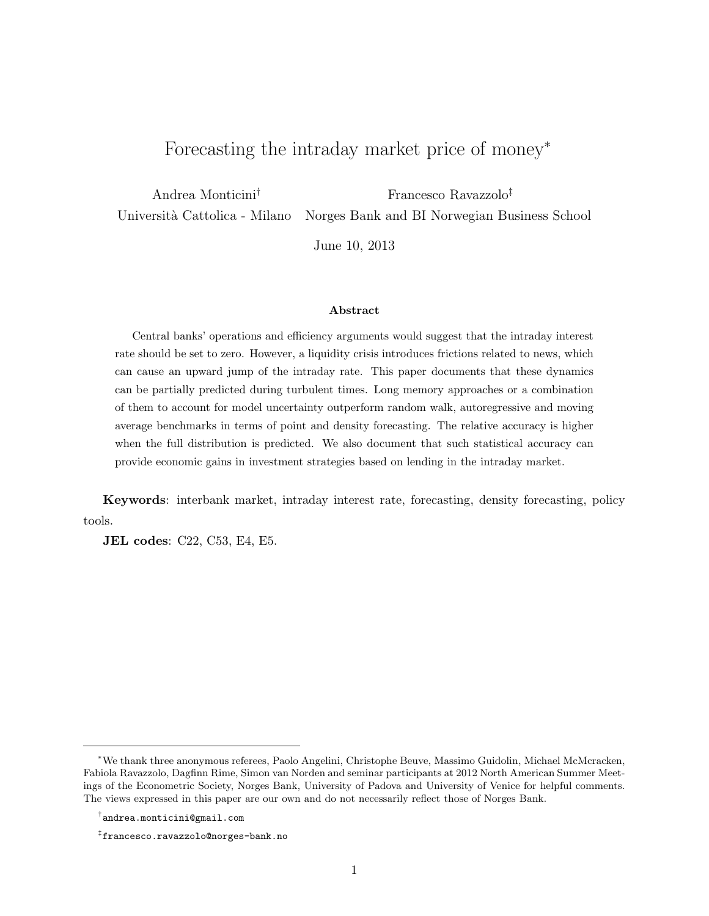# Forecasting the intraday market price of money*

Andrea Monticini[†] — Università Cattolica - Milano

Francesco Ravazzolo[‡] — Norges Bank and BI Norwegian Business School

June 10, 2013

**Abstract**

Central banks' operations and efficiency arguments would suggest that the intraday interest rate should be set to zero. However, a liquidity crisis introduces frictions related to news, which can cause an upward jump of the intraday rate. This paper documents that these dynamics can be partially predicted during turbulent times. Long memory approaches or a combination of them to account for model uncertainty outperform random walk, autoregressive and moving average benchmarks in terms of point and density forecasting. The relative accuracy is higher when the full distribution is predicted. We also document that such statistical accuracy can provide economic gains in investment strategies based on lending in the intraday market.

**Keywords**: interbank market, intraday interest rate, forecasting, density forecasting, policy tools.

**JEL codes**: C22, C53, E4, E5.

---

*We thank three anonymous referees, Paolo Angelini, Christophe Beuve, Massimo Guidolin, Michael McMcracken, Fabiola Ravazzolo, Dagfinn Rime, Simon van Norden and seminar participants at 2012 North American Summer Meetings of the Econometric Society, Norges Bank, University of Padova and University of Venice for helpful comments. The views expressed in this paper are our own and do not necessarily reflect those of Norges Bank.

[†] andrea.monticini@gmail.com

[‡] francesco.ravazzolo@norges-bank.no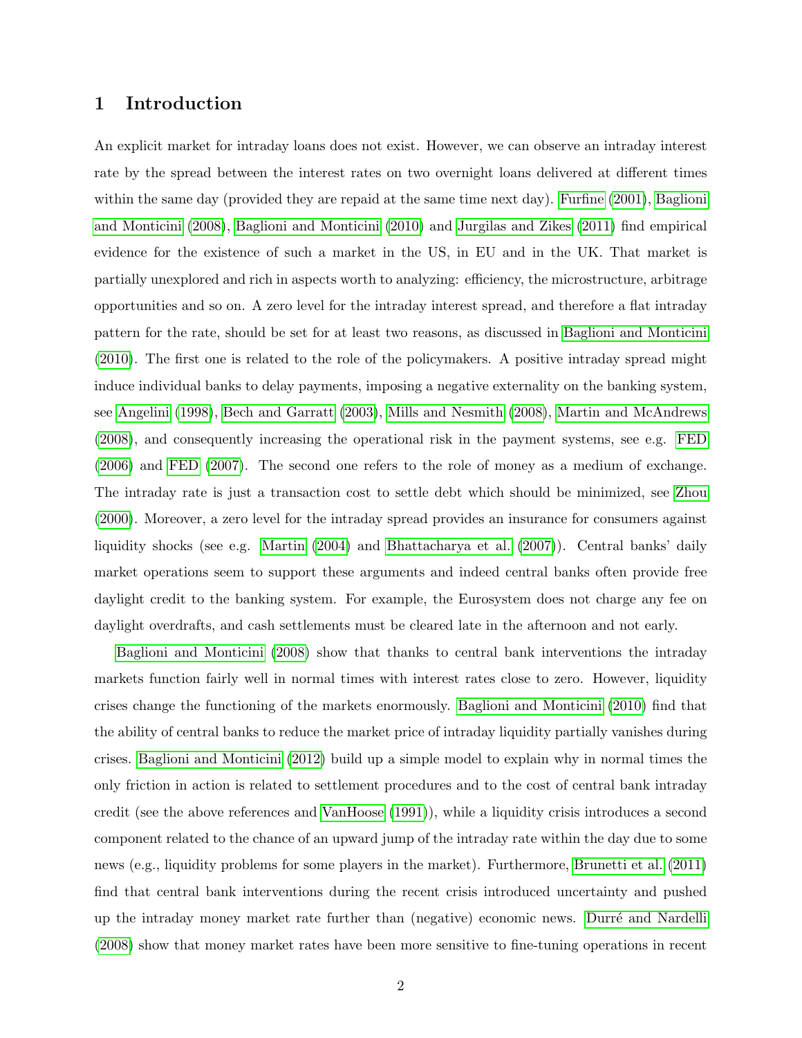# 1 Introduction

An explicit market for intraday loans does not exist. However, we can observe an intraday interest rate by the spread between the interest rates on two overnight loans delivered at different times within the same day (provided they are repaid at the same time next day). Furfine (2001), Baglioni and Monticini (2008), Baglioni and Monticini (2010) and Jurgilas and Zikes (2011) find empirical evidence for the existence of such a market in the US, in EU and in the UK. That market is partially unexplored and rich in aspects worth to analyzing: efficiency, the microstructure, arbitrage opportunities and so on. A zero level for the intraday interest spread, and therefore a flat intraday pattern for the rate, should be set for at least two reasons, as discussed in Baglioni and Monticini (2010). The first one is related to the role of the policymakers. A positive intraday spread might induce individual banks to delay payments, imposing a negative externality on the banking system, see Angelini (1998), Bech and Garratt (2003), Mills and Nesmith (2008), Martin and McAndrews (2008), and consequently increasing the operational risk in the payment systems, see e.g. FED (2006) and FED (2007). The second one refers to the role of money as a medium of exchange. The intraday rate is just a transaction cost to settle debt which should be minimized, see Zhou (2000). Moreover, a zero level for the intraday spread provides an insurance for consumers against liquidity shocks (see e.g. Martin (2004) and Bhattacharya et al. (2007)). Central banks' daily market operations seem to support these arguments and indeed central banks often provide free daylight credit to the banking system. For example, the Eurosystem does not charge any fee on daylight overdrafts, and cash settlements must be cleared late in the afternoon and not early.

Baglioni and Monticini (2008) show that thanks to central bank interventions the intraday markets function fairly well in normal times with interest rates close to zero. However, liquidity crises change the functioning of the markets enormously. Baglioni and Monticini (2010) find that the ability of central banks to reduce the market price of intraday liquidity partially vanishes during crises. Baglioni and Monticini (2012) build up a simple model to explain why in normal times the only friction in action is related to settlement procedures and to the cost of central bank intraday credit (see the above references and VanHoose (1991)), while a liquidity crisis introduces a second component related to the chance of an upward jump of the intraday rate within the day due to some news (e.g., liquidity problems for some players in the market). Furthermore, Brunetti et al. (2011) find that central bank interventions during the recent crisis introduced uncertainty and pushed up the intraday money market rate further than (negative) economic news. Durré and Nardelli (2008) show that money market rates have been more sensitive to fine-tuning operations in recent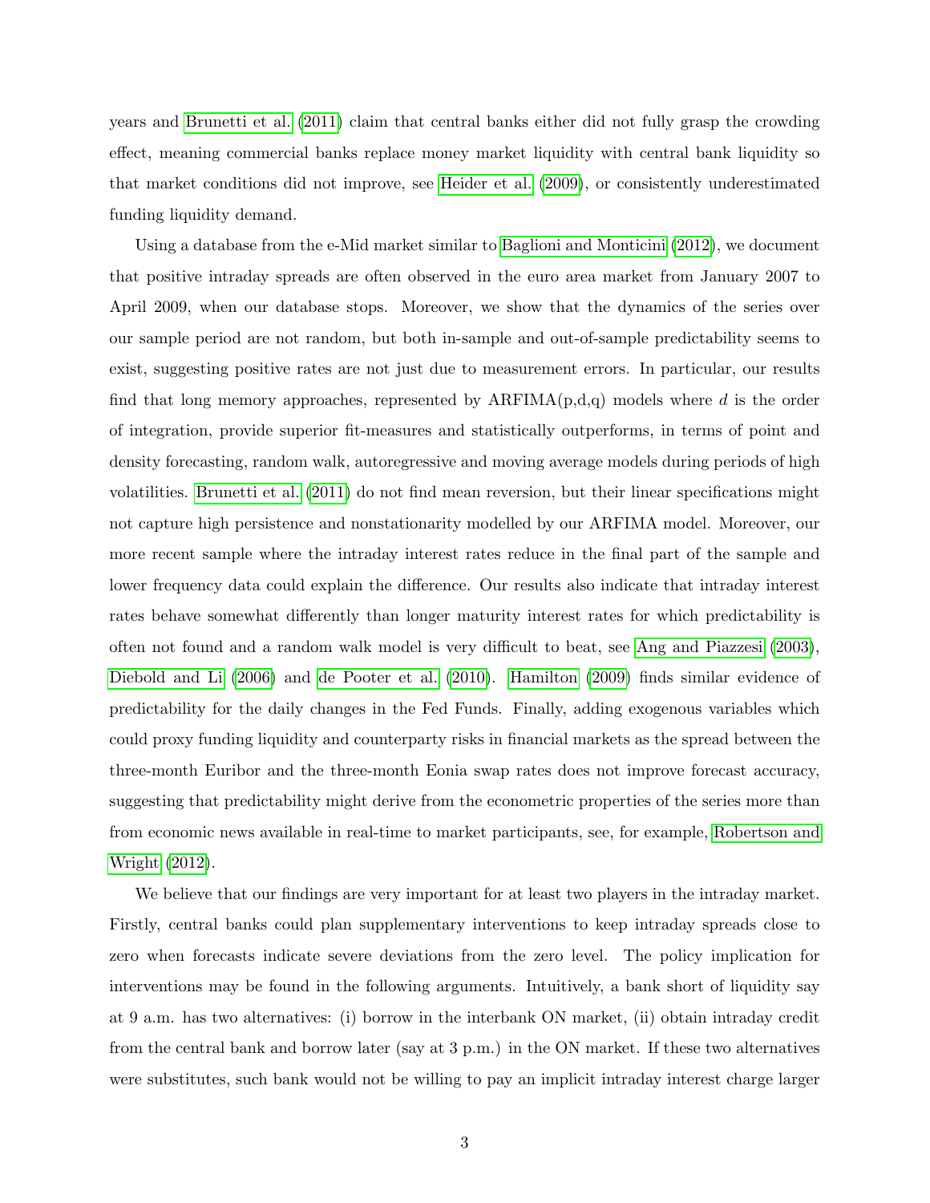years and Brunetti et al. (2011) claim that central banks either did not fully grasp the crowding effect, meaning commercial banks replace money market liquidity with central bank liquidity so that market conditions did not improve, see Heider et al. (2009), or consistently underestimated funding liquidity demand.

Using a database from the e-Mid market similar to Baglioni and Monticini (2012), we document that positive intraday spreads are often observed in the euro area market from January 2007 to April 2009, when our database stops. Moreover, we show that the dynamics of the series over our sample period are not random, but both in-sample and out-of-sample predictability seems to exist, suggesting positive rates are not just due to measurement errors. In particular, our results find that long memory approaches, represented by ARFIMA(p,d,q) models where $d$ is the order of integration, provide superior fit-measures and statistically outperforms, in terms of point and density forecasting, random walk, autoregressive and moving average models during periods of high volatilities. Brunetti et al. (2011) do not find mean reversion, but their linear specifications might not capture high persistence and nonstationarity modelled by our ARFIMA model. Moreover, our more recent sample where the intraday interest rates reduce in the final part of the sample and lower frequency data could explain the difference. Our results also indicate that intraday interest rates behave somewhat differently than longer maturity interest rates for which predictability is often not found and a random walk model is very difficult to beat, see Ang and Piazzesi (2003), Diebold and Li (2006) and de Pooter et al. (2010). Hamilton (2009) finds similar evidence of predictability for the daily changes in the Fed Funds. Finally, adding exogenous variables which could proxy funding liquidity and counterparty risks in financial markets as the spread between the three-month Euribor and the three-month Eonia swap rates does not improve forecast accuracy, suggesting that predictability might derive from the econometric properties of the series more than from economic news available in real-time to market participants, see, for example, Robertson and Wright (2012).

We believe that our findings are very important for at least two players in the intraday market. Firstly, central banks could plan supplementary interventions to keep intraday spreads close to zero when forecasts indicate severe deviations from the zero level. The policy implication for interventions may be found in the following arguments. Intuitively, a bank short of liquidity say at 9 a.m. has two alternatives: (i) borrow in the interbank ON market, (ii) obtain intraday credit from the central bank and borrow later (say at 3 p.m.) in the ON market. If these two alternatives were substitutes, such bank would not be willing to pay an implicit intraday interest charge larger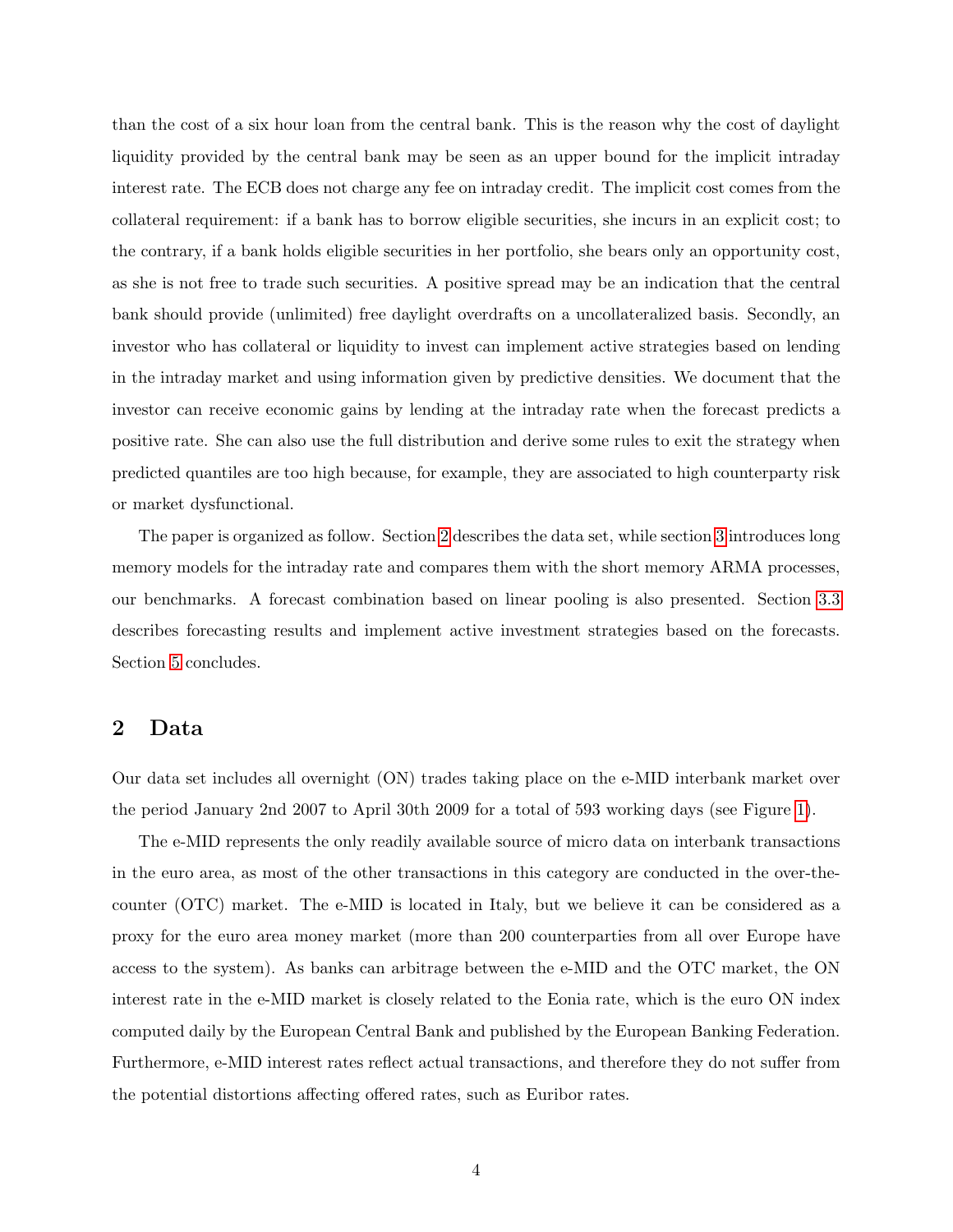than the cost of a six hour loan from the central bank. This is the reason why the cost of daylight liquidity provided by the central bank may be seen as an upper bound for the implicit intraday interest rate. The ECB does not charge any fee on intraday credit. The implicit cost comes from the collateral requirement: if a bank has to borrow eligible securities, she incurs in an explicit cost; to the contrary, if a bank holds eligible securities in her portfolio, she bears only an opportunity cost, as she is not free to trade such securities. A positive spread may be an indication that the central bank should provide (unlimited) free daylight overdrafts on a uncollateralized basis. Secondly, an investor who has collateral or liquidity to invest can implement active strategies based on lending in the intraday market and using information given by predictive densities. We document that the investor can receive economic gains by lending at the intraday rate when the forecast predicts a positive rate. She can also use the full distribution and derive some rules to exit the strategy when predicted quantiles are too high because, for example, they are associated to high counterparty risk or market dysfunctional.

The paper is organized as follow. Section 2 describes the data set, while section 3 introduces long memory models for the intraday rate and compares them with the short memory ARMA processes, our benchmarks. A forecast combination based on linear pooling is also presented. Section 3.3 describes forecasting results and implement active investment strategies based on the forecasts. Section 5 concludes.

## 2 Data

Our data set includes all overnight (ON) trades taking place on the e-MID interbank market over the period January 2nd 2007 to April 30th 2009 for a total of 593 working days (see Figure 1).

The e-MID represents the only readily available source of micro data on interbank transactions in the euro area, as most of the other transactions in this category are conducted in the over-the-counter (OTC) market. The e-MID is located in Italy, but we believe it can be considered as a proxy for the euro area money market (more than 200 counterparties from all over Europe have access to the system). As banks can arbitrage between the e-MID and the OTC market, the ON interest rate in the e-MID market is closely related to the Eonia rate, which is the euro ON index computed daily by the European Central Bank and published by the European Banking Federation. Furthermore, e-MID interest rates reflect actual transactions, and therefore they do not suffer from the potential distortions affecting offered rates, such as Euribor rates.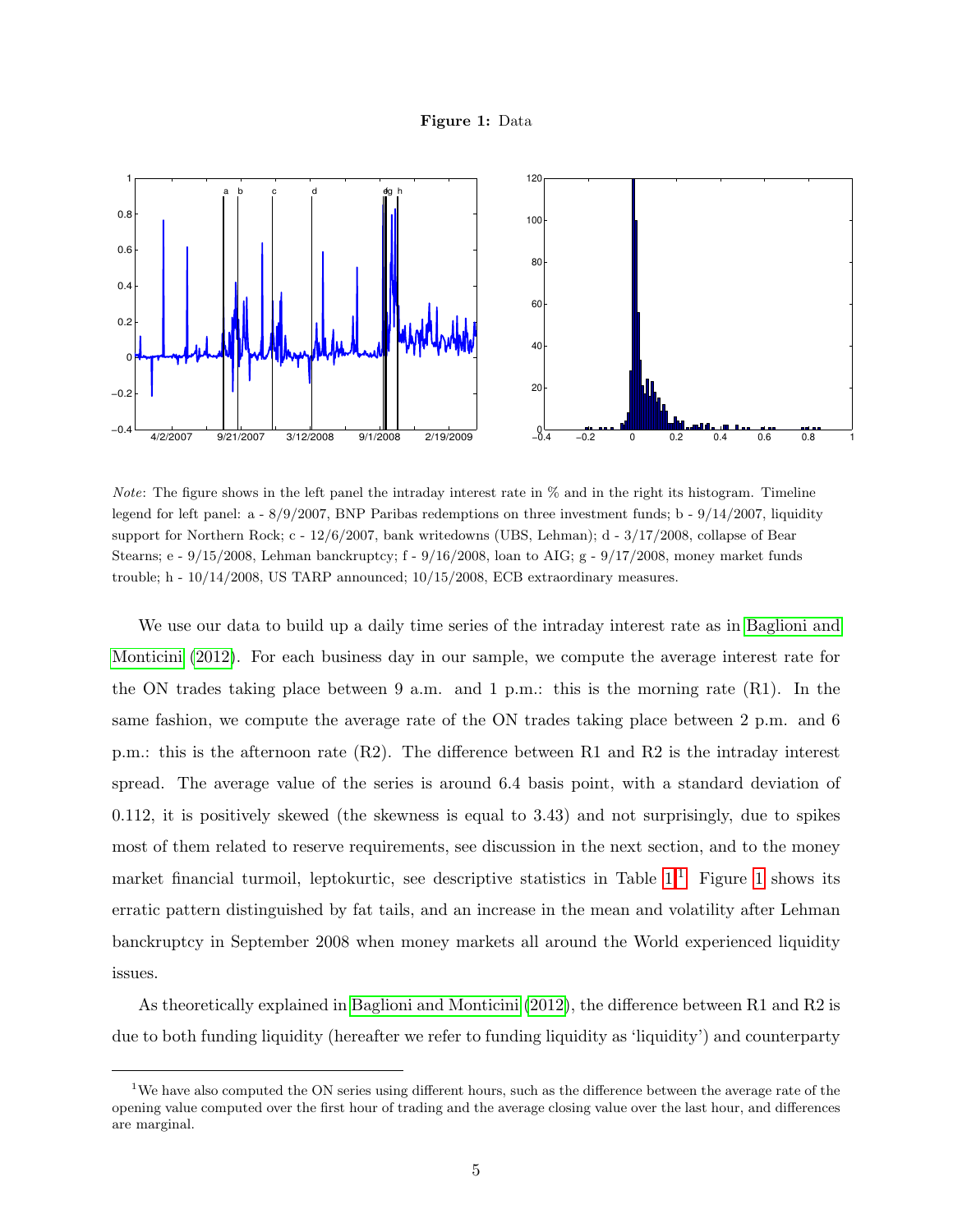**Figure 1:** Data

*Note*: The figure shows in the left panel the intraday interest rate in % and in the right its histogram. Timeline legend for left panel: a - 8/9/2007, BNP Paribas redemptions on three investment funds; b - 9/14/2007, liquidity support for Northern Rock; c - 12/6/2007, bank writedowns (UBS, Lehman); d - 3/17/2008, collapse of Bear Stearns; e - 9/15/2008, Lehman bankruptcy; f - 9/16/2008, loan to AIG; g - 9/17/2008, money market funds trouble; h - 10/14/2008, US TARP announced; 10/15/2008, ECB extraordinary measures.

We use our data to build up a daily time series of the intraday interest rate as in Baglioni and Monticini (2012). For each business day in our sample, we compute the average interest rate for the ON trades taking place between 9 a.m. and 1 p.m.: this is the morning rate (R1). In the same fashion, we compute the average rate of the ON trades taking place between 2 p.m. and 6 p.m.: this is the afternoon rate (R2). The difference between R1 and R2 is the intraday interest spread. The average value of the series is around 6.4 basis point, with a standard deviation of 0.112, it is positively skewed (the skewness is equal to 3.43) and not surprisingly, due to spikes most of them related to reserve requirements, see discussion in the next section, and to the money market financial turmoil, leptokurtic, see descriptive statistics in Table 1.[1] Figure 1 shows its erratic pattern distinguished by fat tails, and an increase in the mean and volatility after Lehman banckruptcy in September 2008 when money markets all around the World experienced liquidity issues.

As theoretically explained in Baglioni and Monticini (2012), the difference between R1 and R2 is due to both funding liquidity (hereafter we refer to funding liquidity as 'liquidity') and counterparty

[1] We have also computed the ON series using different hours, such as the difference between the average rate of the opening value computed over the first hour of trading and the average closing value over the last hour, and differences are marginal.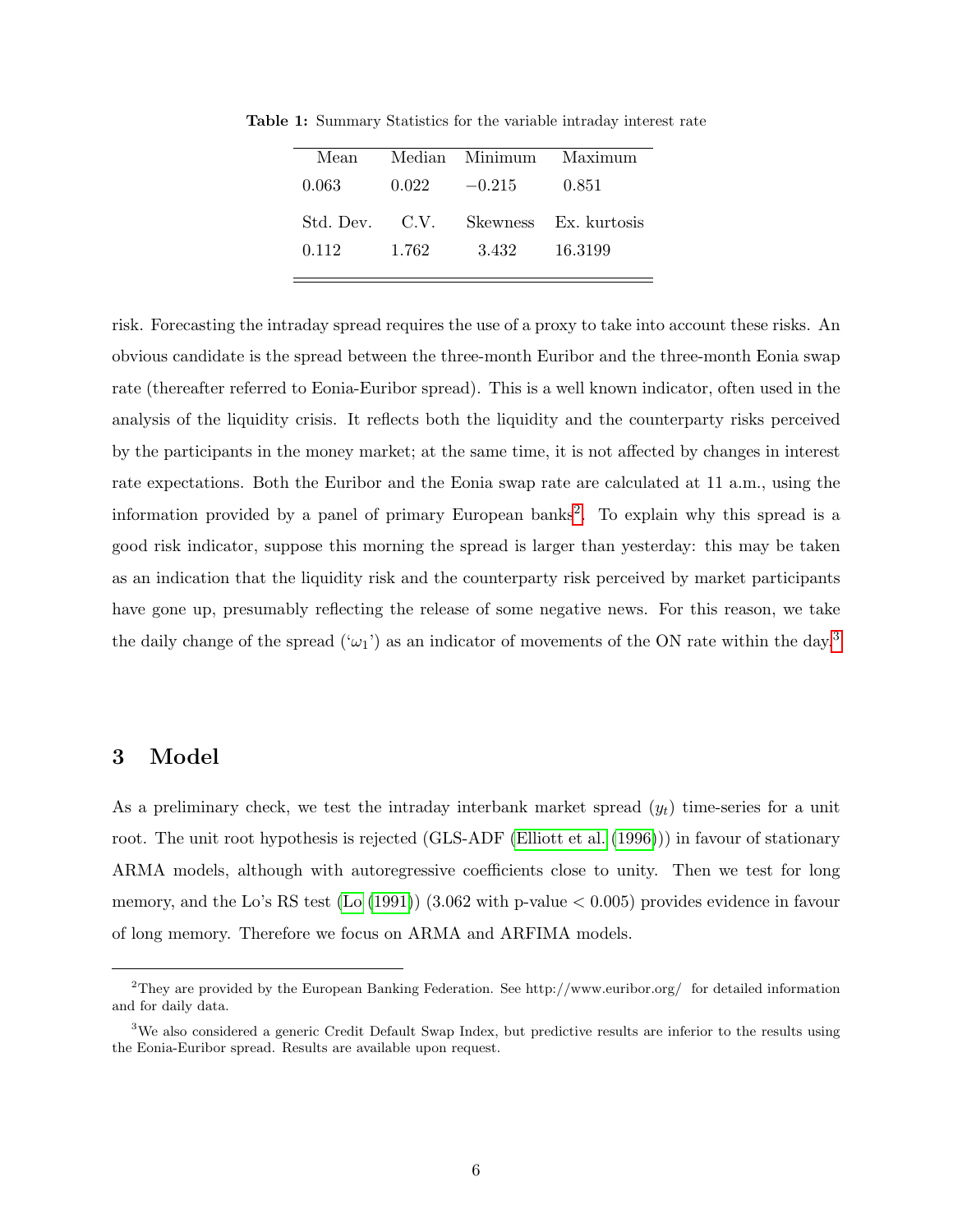**Table 1:** Summary Statistics for the variable intraday interest rate

| Mean | Median | Minimum | Maximum |
|---|---|---|---|
| 0.063 | 0.022 | −0.215 | 0.851 |
| Std. Dev. | C.V. | Skewness | Ex. kurtosis |
| 0.112 | 1.762 | 3.432 | 16.3199 |

risk. Forecasting the intraday spread requires the use of a proxy to take into account these risks. An obvious candidate is the spread between the three-month Euribor and the three-month Eonia swap rate (thereafter referred to Eonia-Euribor spread). This is a well known indicator, often used in the analysis of the liquidity crisis. It reflects both the liquidity and the counterparty risks perceived by the participants in the money market; at the same time, it is not affected by changes in interest rate expectations. Both the Euribor and the Eonia swap rate are calculated at 11 a.m., using the information provided by a panel of primary European banks[2]. To explain why this spread is a good risk indicator, suppose this morning the spread is larger than yesterday: this may be taken as an indication that the liquidity risk and the counterparty risk perceived by market participants have gone up, presumably reflecting the release of some negative news. For this reason, we take the daily change of the spread ('$\omega_1$') as an indicator of movements of the ON rate within the day.[3]

## 3 Model

As a preliminary check, we test the intraday interbank market spread ($y_t$) time-series for a unit root. The unit root hypothesis is rejected (GLS-ADF (Elliott et al. (1996))) in favour of stationary ARMA models, although with autoregressive coefficients close to unity. Then we test for long memory, and the Lo's RS test (Lo (1991)) (3.062 with p-value $< 0.005$) provides evidence in favour of long memory. Therefore we focus on ARMA and ARFIMA models.

[2] They are provided by the European Banking Federation. See http://www.euribor.org/ for detailed information and for daily data.

[3] We also considered a generic Credit Default Swap Index, but predictive results are inferior to the results using the Eonia-Euribor spread. Results are available upon request.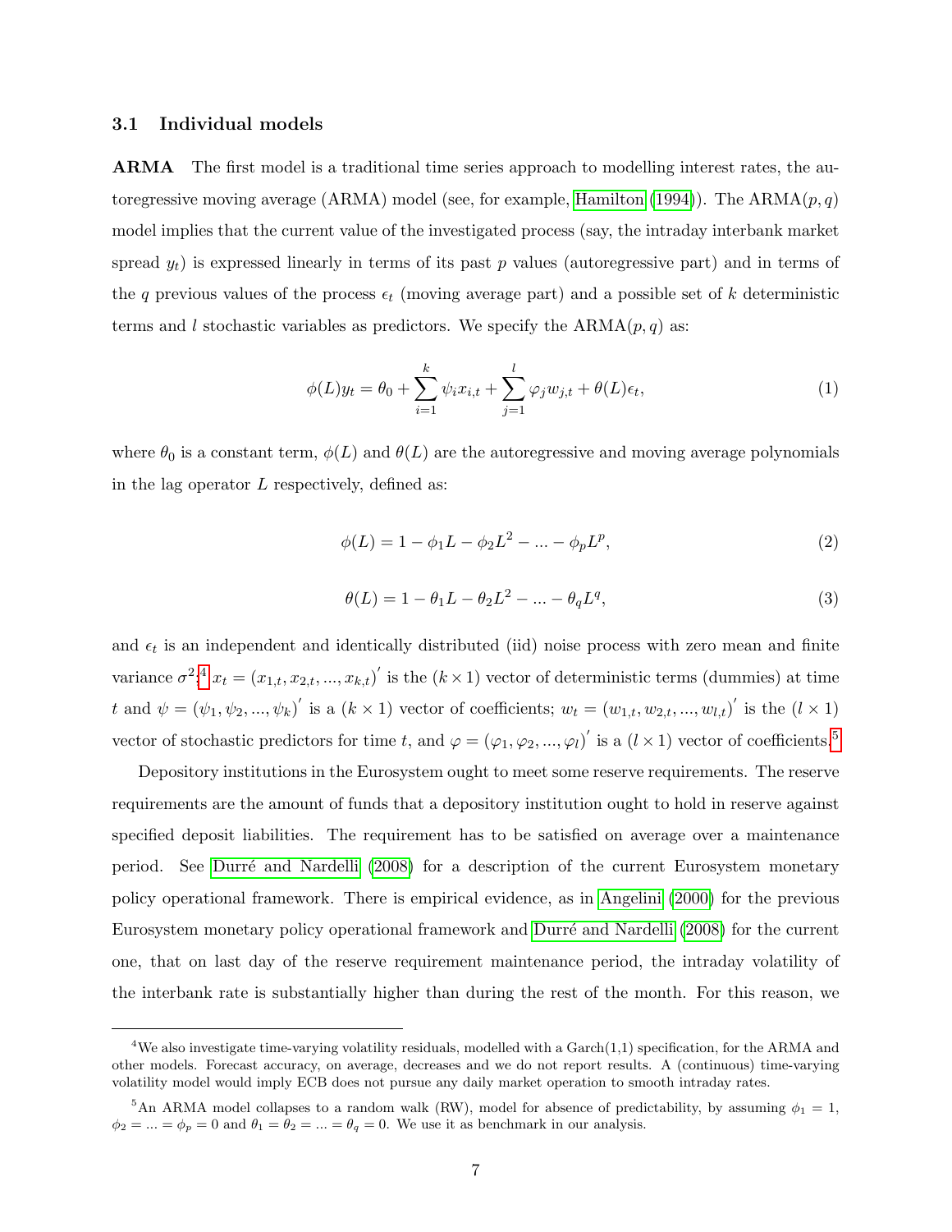### 3.1 Individual models

**ARMA** The first model is a traditional time series approach to modelling interest rates, the autoregressive moving average (ARMA) model (see, for example, Hamilton (1994)). The ARMA$(p, q)$ model implies that the current value of the investigated process (say, the intraday interbank market spread $y_t$) is expressed linearly in terms of its past $p$ values (autoregressive part) and in terms of the $q$ previous values of the process $\epsilon_t$ (moving average part) and a possible set of $k$ deterministic terms and $l$ stochastic variables as predictors. We specify the ARMA$(p, q)$ as:

$$\phi(L)y_t = \theta_0 + \sum_{i=1}^{k} \psi_i x_{i,t} + \sum_{j=1}^{l} \varphi_j w_{j,t} + \theta(L)\epsilon_t, \tag{1}$$

where $\theta_0$ is a constant term, $\phi(L)$ and $\theta(L)$ are the autoregressive and moving average polynomials in the lag operator $L$ respectively, defined as:

$$\phi(L) = 1 - \phi_1 L - \phi_2 L^2 - ... - \phi_p L^p, \tag{2}$$

$$\theta(L) = 1 - \theta_1 L - \theta_2 L^2 - ... - \theta_q L^q, \tag{3}$$

and $\epsilon_t$ is an independent and identically distributed (iid) noise process with zero mean and finite variance $\sigma^2$;[4] $x_t = (x_{1,t}, x_{2,t}, ..., x_{k,t})'$ is the $(k \times 1)$ vector of deterministic terms (dummies) at time $t$ and $\psi = (\psi_1, \psi_2, ..., \psi_k)'$ is a $(k \times 1)$ vector of coefficients; $w_t = (w_{1,t}, w_{2,t}, ..., w_{l,t})'$ is the $(l \times 1)$ vector of stochastic predictors for time $t$, and $\varphi = (\varphi_1, \varphi_2, ..., \varphi_l)'$ is a $(l \times 1)$ vector of coefficients.[5]

Depository institutions in the Eurosystem ought to meet some reserve requirements. The reserve requirements are the amount of funds that a depository institution ought to hold in reserve against specified deposit liabilities. The requirement has to be satisfied on average over a maintenance period. See Durré and Nardelli (2008) for a description of the current Eurosystem monetary policy operational framework. There is empirical evidence, as in Angelini (2000) for the previous Eurosystem monetary policy operational framework and Durré and Nardelli (2008) for the current one, that on last day of the reserve requirement maintenance period, the intraday volatility of the interbank rate is substantially higher than during the rest of the month. For this reason, we

---

[4] We also investigate time-varying volatility residuals, modelled with a Garch(1,1) specification, for the ARMA and other models. Forecast accuracy, on average, decreases and we do not report results. A (continuous) time-varying volatility model would imply ECB does not pursue any daily market operation to smooth intraday rates.

[5] An ARMA model collapses to a random walk (RW), model for absence of predictability, by assuming $\phi_1 = 1$, $\phi_2 = ... = \phi_p = 0$ and $\theta_1 = \theta_2 = ... = \theta_q = 0$. We use it as benchmark in our analysis.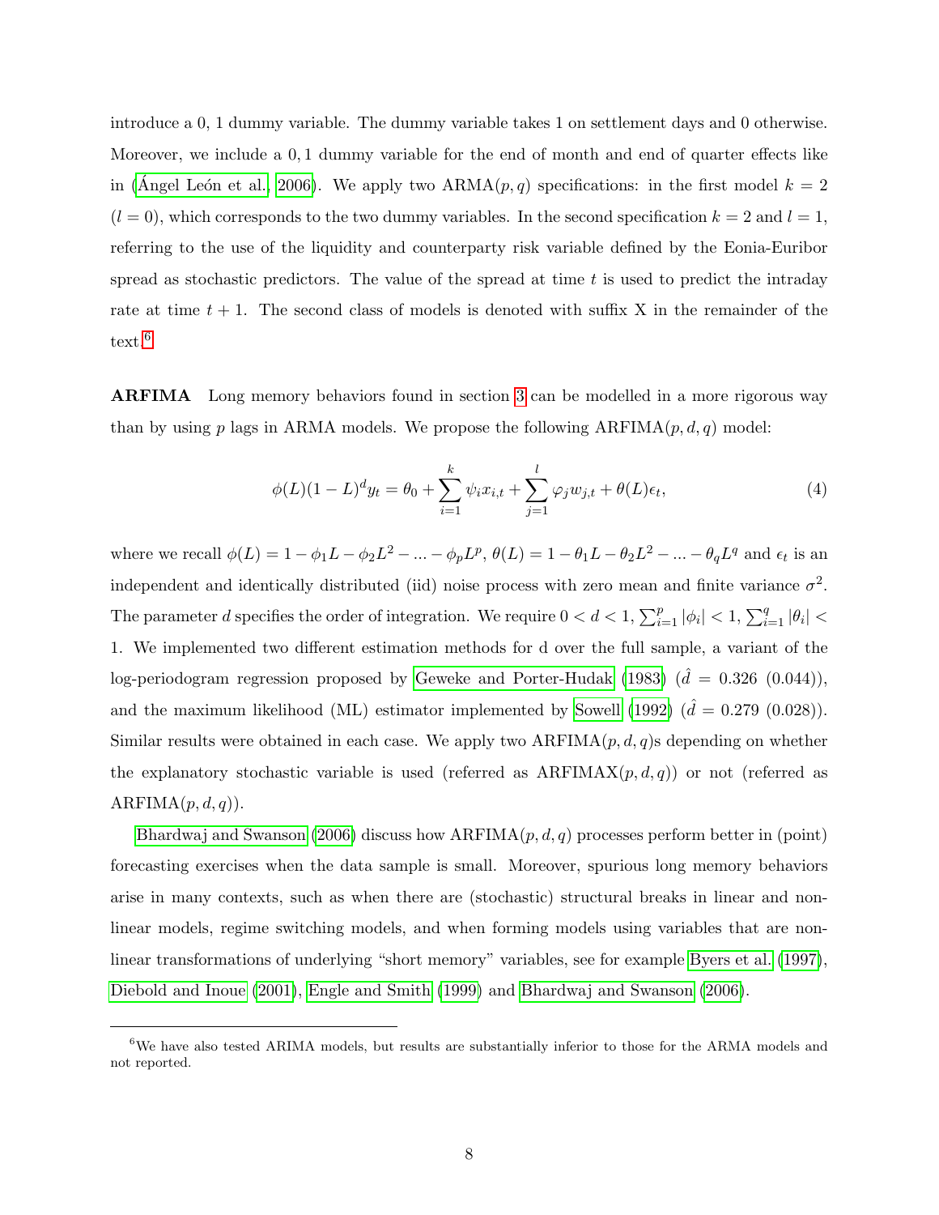introduce a 0, 1 dummy variable. The dummy variable takes 1 on settlement days and 0 otherwise. Moreover, we include a 0, 1 dummy variable for the end of month and end of quarter effects like in (Ángel León et al., 2006). We apply two ARMA$(p, q)$ specifications: in the first model $k = 2$ $(l = 0)$, which corresponds to the two dummy variables. In the second specification $k = 2$ and $l = 1$, referring to the use of the liquidity and counterparty risk variable defined by the Eonia-Euribor spread as stochastic predictors. The value of the spread at time $t$ is used to predict the intraday rate at time $t + 1$. The second class of models is denoted with suffix X in the remainder of the text.[6]

**ARFIMA** Long memory behaviors found in section 3 can be modelled in a more rigorous way than by using $p$ lags in ARMA models. We propose the following ARFIMA$(p, d, q)$ model:

$$\phi(L)(1-L)^d y_t = \theta_0 + \sum_{i=1}^{k} \psi_i x_{i,t} + \sum_{j=1}^{l} \varphi_j w_{j,t} + \theta(L)\epsilon_t, \tag{4}$$

where we recall $\phi(L) = 1 - \phi_1 L - \phi_2 L^2 - ... - \phi_p L^p$, $\theta(L) = 1 - \theta_1 L - \theta_2 L^2 - ... - \theta_q L^q$ and $\epsilon_t$ is an independent and identically distributed (iid) noise process with zero mean and finite variance $\sigma^2$. The parameter $d$ specifies the order of integration. We require $0 < d < 1$, $\sum_{i=1}^{p} |\phi_i| < 1$, $\sum_{i=1}^{q} |\theta_i| < 1$. We implemented two different estimation methods for d over the full sample, a variant of the log-periodogram regression proposed by Geweke and Porter-Hudak (1983) ($\hat{d} = 0.326$ $(0.044)$), and the maximum likelihood (ML) estimator implemented by Sowell (1992) ($\hat{d} = 0.279$ $(0.028)$). Similar results were obtained in each case. We apply two ARFIMA$(p, d, q)$s depending on whether the explanatory stochastic variable is used (referred as ARFIMAX$(p, d, q)$) or not (referred as ARFIMA$(p, d, q)$).

Bhardwaj and Swanson (2006) discuss how ARFIMA$(p, d, q)$ processes perform better in (point) forecasting exercises when the data sample is small. Moreover, spurious long memory behaviors arise in many contexts, such as when there are (stochastic) structural breaks in linear and non-linear models, regime switching models, and when forming models using variables that are non-linear transformations of underlying "short memory" variables, see for example Byers et al. (1997), Diebold and Inoue (2001), Engle and Smith (1999) and Bhardwaj and Swanson (2006).

[6] We have also tested ARIMA models, but results are substantially inferior to those for the ARMA models and not reported.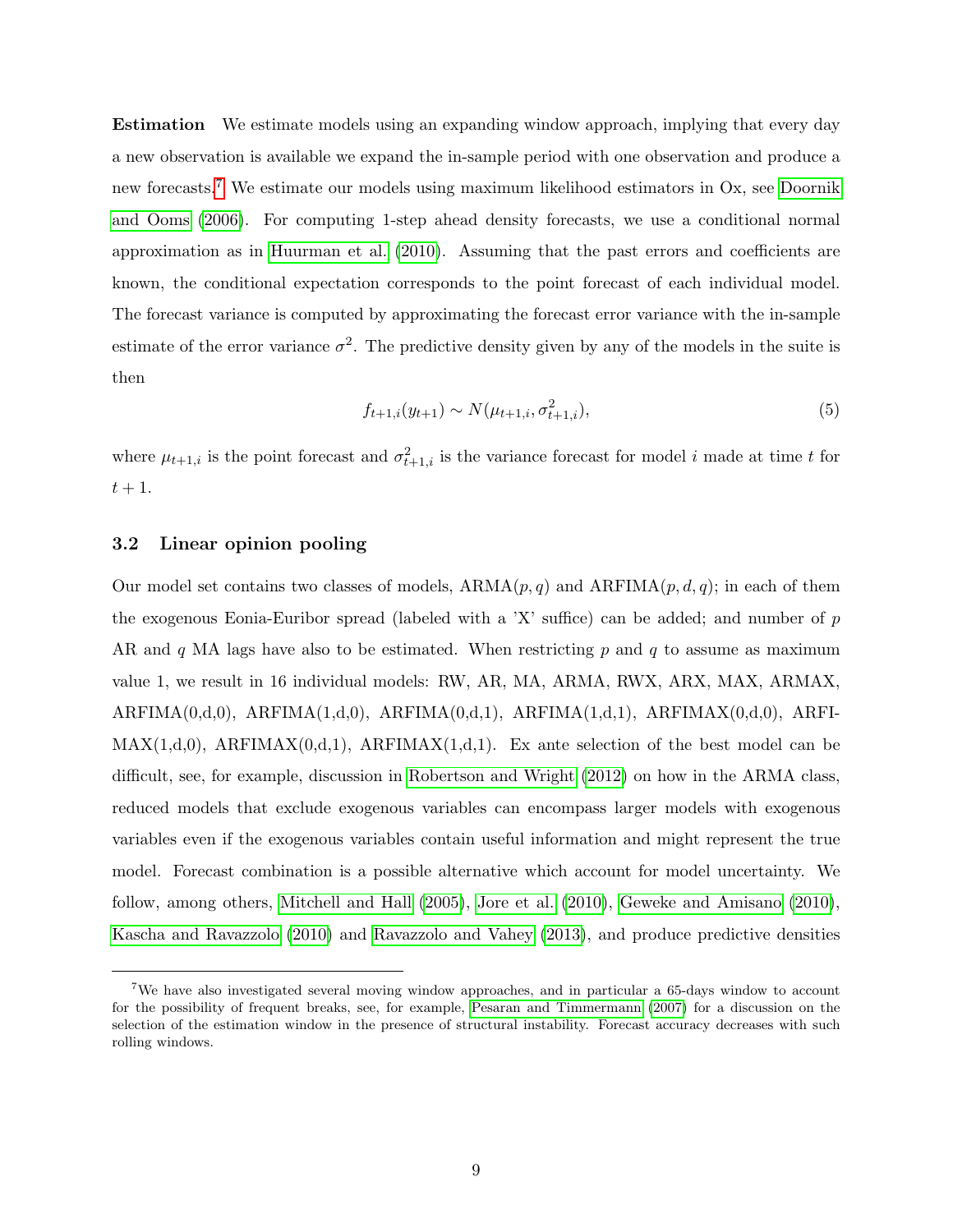**Estimation** We estimate models using an expanding window approach, implying that every day a new observation is available we expand the in-sample period with one observation and produce a new forecasts.[7] We estimate our models using maximum likelihood estimators in Ox, see Doornik and Ooms (2006). For computing 1-step ahead density forecasts, we use a conditional normal approximation as in Huurman et al. (2010). Assuming that the past errors and coefficients are known, the conditional expectation corresponds to the point forecast of each individual model. The forecast variance is computed by approximating the forecast error variance with the in-sample estimate of the error variance $\sigma^2$. The predictive density given by any of the models in the suite is then

$$f_{t+1,i}(y_{t+1}) \sim N(\mu_{t+1,i}, \sigma^2_{t+1,i}), \tag{5}$$

where $\mu_{t+1,i}$ is the point forecast and $\sigma^2_{t+1,i}$ is the variance forecast for model $i$ made at time $t$ for $t+1$.

### 3.2 Linear opinion pooling

Our model set contains two classes of models, ARMA$(p,q)$ and ARFIMA$(p,d,q)$; in each of them the exogenous Eonia-Euribor spread (labeled with a 'X' suffice) can be added; and number of $p$ AR and $q$ MA lags have also to be estimated. When restricting $p$ and $q$ to assume as maximum value 1, we result in 16 individual models: RW, AR, MA, ARMA, RWX, ARX, MAX, ARMAX, ARFIMA(0,d,0), ARFIMA(1,d,0), ARFIMA(0,d,1), ARFIMA(1,d,1), ARFIMAX(0,d,0), ARFIMAX(1,d,0), ARFIMAX(0,d,1), ARFIMAX(1,d,1). Ex ante selection of the best model can be difficult, see, for example, discussion in Robertson and Wright (2012) on how in the ARMA class, reduced models that exclude exogenous variables can encompass larger models with exogenous variables even if the exogenous variables contain useful information and might represent the true model. Forecast combination is a possible alternative which account for model uncertainty. We follow, among others, Mitchell and Hall (2005), Jore et al. (2010), Geweke and Amisano (2010), Kascha and Ravazzolo (2010) and Ravazzolo and Vahey (2013), and produce predictive densities

[7] We have also investigated several moving window approaches, and in particular a 65-days window to account for the possibility of frequent breaks, see, for example, Pesaran and Timmermann (2007) for a discussion on the selection of the estimation window in the presence of structural instability. Forecast accuracy decreases with such rolling windows.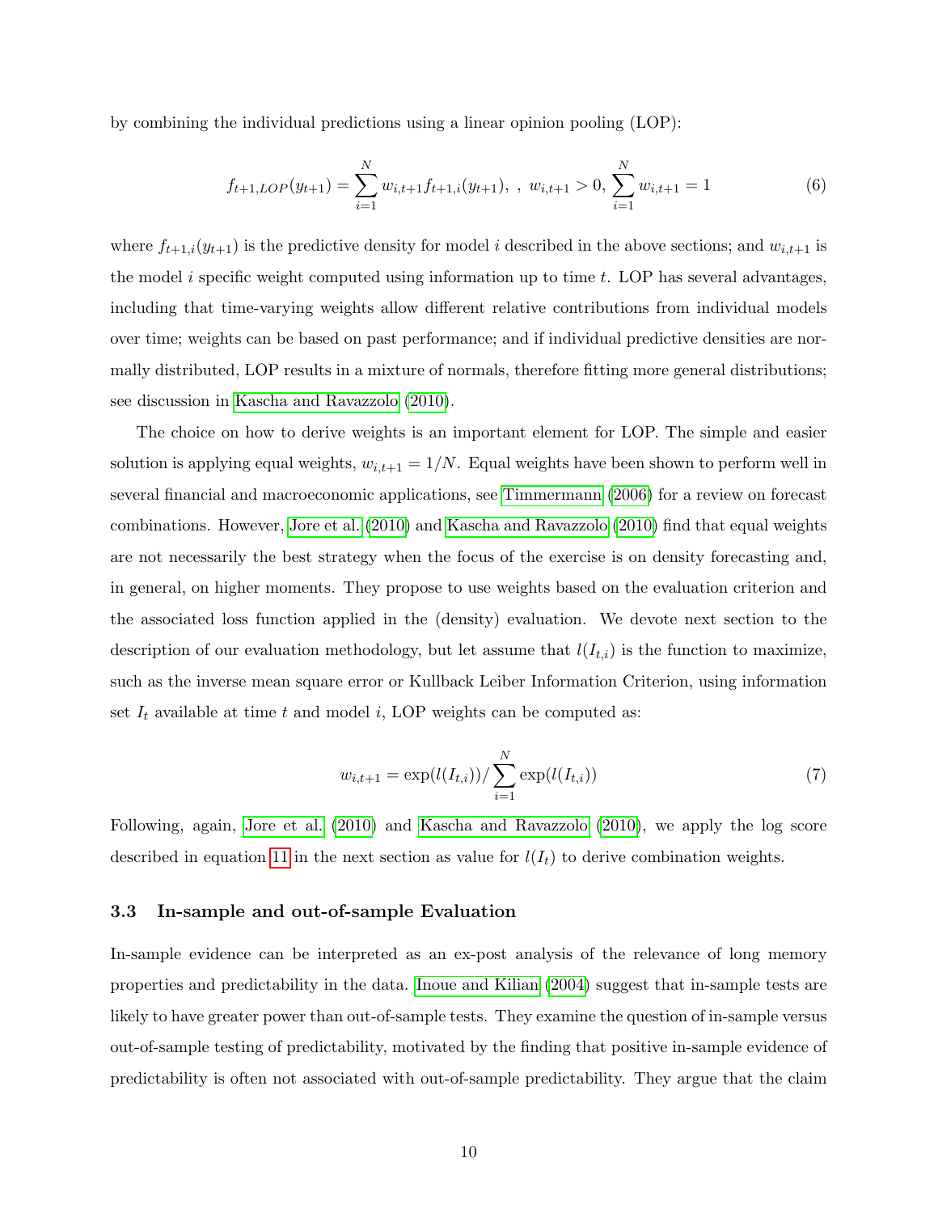by combining the individual predictions using a linear opinion pooling (LOP):

$$f_{t+1,LOP}(y_{t+1}) = \sum_{i=1}^{N} w_{i,t+1} f_{t+1,i}(y_{t+1}), \ , \ w_{i,t+1} > 0, \sum_{i=1}^{N} w_{i,t+1} = 1 \tag{6}$$

where $f_{t+1,i}(y_{t+1})$ is the predictive density for model $i$ described in the above sections; and $w_{i,t+1}$ is the model $i$ specific weight computed using information up to time $t$. LOP has several advantages, including that time-varying weights allow different relative contributions from individual models over time; weights can be based on past performance; and if individual predictive densities are normally distributed, LOP results in a mixture of normals, therefore fitting more general distributions; see discussion in Kascha and Ravazzolo (2010).

The choice on how to derive weights is an important element for LOP. The simple and easier solution is applying equal weights, $w_{i,t+1} = 1/N$. Equal weights have been shown to perform well in several financial and macroeconomic applications, see Timmermann (2006) for a review on forecast combinations. However, Jore et al. (2010) and Kascha and Ravazzolo (2010) find that equal weights are not necessarily the best strategy when the focus of the exercise is on density forecasting and, in general, on higher moments. They propose to use weights based on the evaluation criterion and the associated loss function applied in the (density) evaluation. We devote next section to the description of our evaluation methodology, but let assume that $l(I_{t,i})$ is the function to maximize, such as the inverse mean square error or Kullback Leiber Information Criterion, using information set $I_t$ available at time $t$ and model $i$, LOP weights can be computed as:

$$w_{i,t+1} = \exp(l(I_{t,i})) / \sum_{i=1}^{N} \exp(l(I_{t,i})) \tag{7}$$

Following, again, Jore et al. (2010) and Kascha and Ravazzolo (2010), we apply the log score described in equation 11 in the next section as value for $l(I_t)$ to derive combination weights.

### 3.3 In-sample and out-of-sample Evaluation

In-sample evidence can be interpreted as an ex-post analysis of the relevance of long memory properties and predictability in the data. Inoue and Kilian (2004) suggest that in-sample tests are likely to have greater power than out-of-sample tests. They examine the question of in-sample versus out-of-sample testing of predictability, motivated by the finding that positive in-sample evidence of predictability is often not associated with out-of-sample predictability. They argue that the claim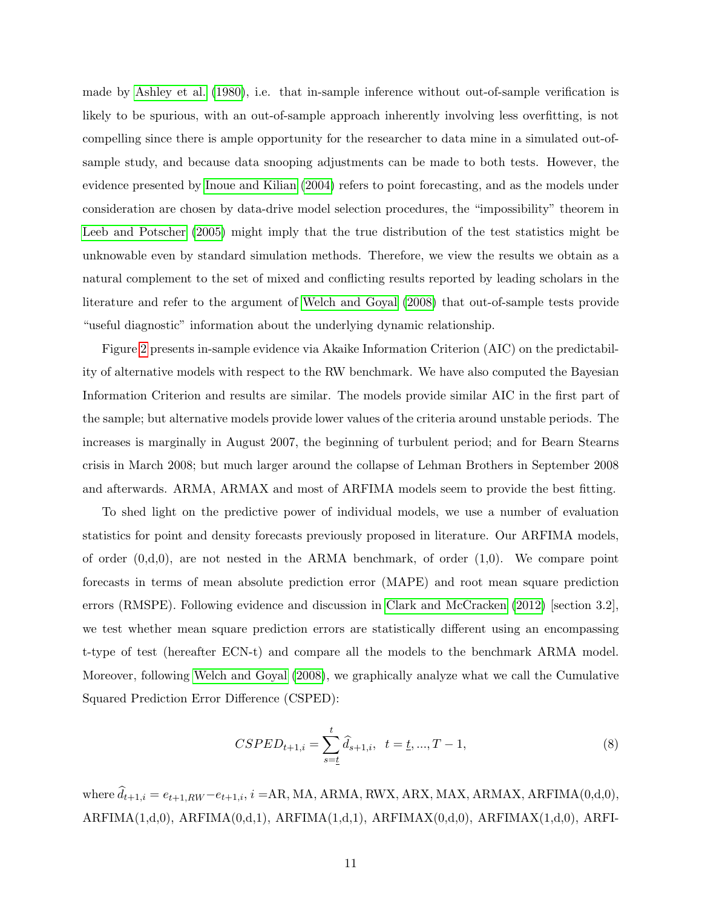made by Ashley et al. (1980), i.e. that in-sample inference without out-of-sample verification is likely to be spurious, with an out-of-sample approach inherently involving less overfitting, is not compelling since there is ample opportunity for the researcher to data mine in a simulated out-of-sample study, and because data snooping adjustments can be made to both tests. However, the evidence presented by Inoue and Kilian (2004) refers to point forecasting, and as the models under consideration are chosen by data-drive model selection procedures, the "impossibility" theorem in Leeb and Potscher (2005) might imply that the true distribution of the test statistics might be unknowable even by standard simulation methods. Therefore, we view the results we obtain as a natural complement to the set of mixed and conflicting results reported by leading scholars in the literature and refer to the argument of Welch and Goyal (2008) that out-of-sample tests provide "useful diagnostic" information about the underlying dynamic relationship.

Figure 2 presents in-sample evidence via Akaike Information Criterion (AIC) on the predictability of alternative models with respect to the RW benchmark. We have also computed the Bayesian Information Criterion and results are similar. The models provide similar AIC in the first part of the sample; but alternative models provide lower values of the criteria around unstable periods. The increases is marginally in August 2007, the beginning of turbulent period; and for Bearn Stearns crisis in March 2008; but much larger around the collapse of Lehman Brothers in September 2008 and afterwards. ARMA, ARMAX and most of ARFIMA models seem to provide the best fitting.

To shed light on the predictive power of individual models, we use a number of evaluation statistics for point and density forecasts previously proposed in literature. Our ARFIMA models, of order (0,d,0), are not nested in the ARMA benchmark, of order (1,0). We compare point forecasts in terms of mean absolute prediction error (MAPE) and root mean square prediction errors (RMSPE). Following evidence and discussion in Clark and McCracken (2012) [section 3.2], we test whether mean square prediction errors are statistically different using an encompassing t-type of test (hereafter ECN-t) and compare all the models to the benchmark ARMA model. Moreover, following Welch and Goyal (2008), we graphically analyze what we call the Cumulative Squared Prediction Error Difference (CSPED):

$$CSPED_{t+1,i} = \sum_{s=\underline{t}}^{t} \widehat{d}_{s+1,i}, \quad t = \underline{t}, ..., T-1, \tag{8}$$

where $\widehat{d}_{t+1,i} = e_{t+1,RW} - e_{t+1,i}$, $i$ =AR, MA, ARMA, RWX, ARX, MAX, ARMAX, ARFIMA(0,d,0), ARFIMA(1,d,0), ARFIMA(0,d,1), ARFIMA(1,d,1), ARFIMAX(0,d,0), ARFIMAX(1,d,0), ARFI-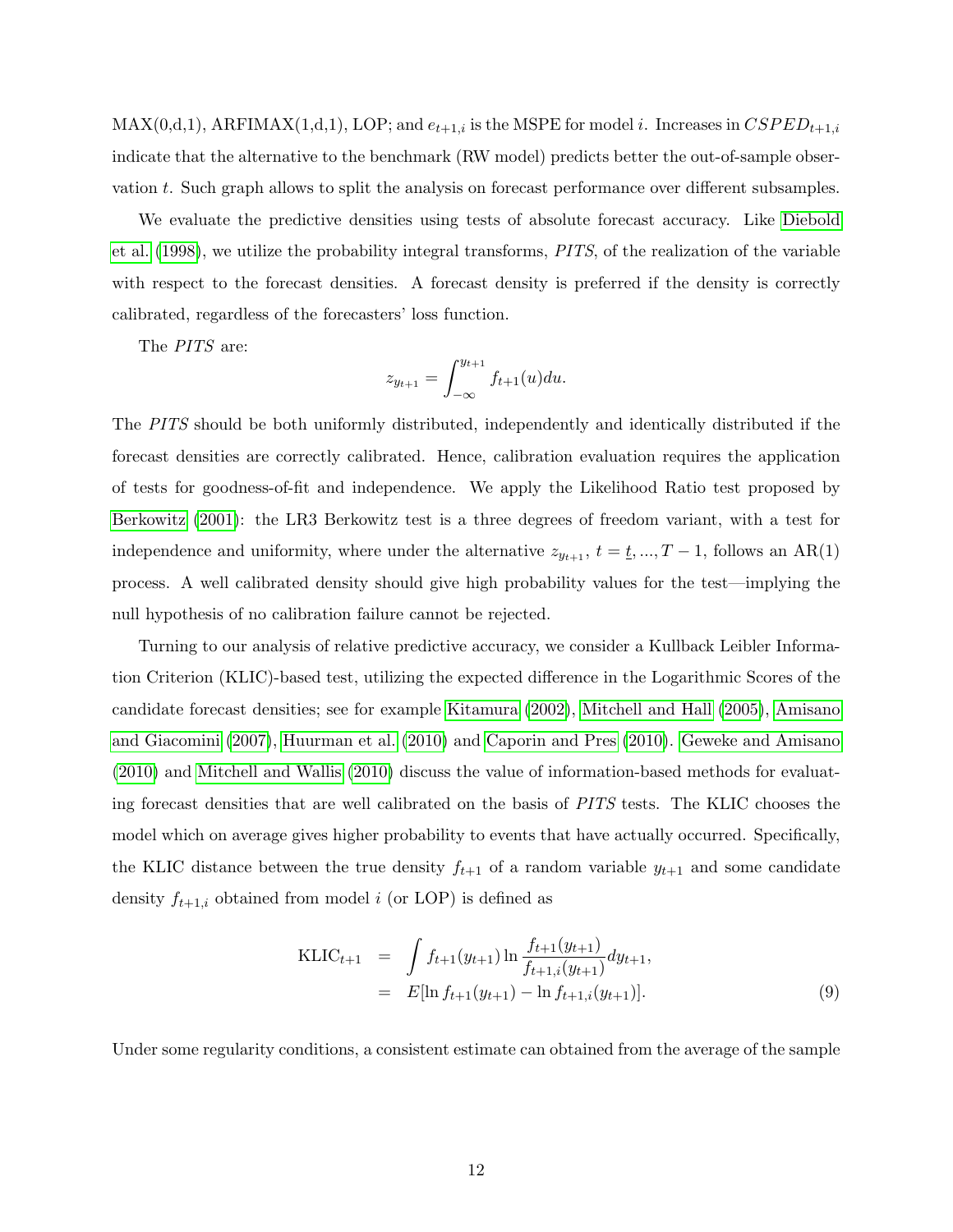MAX(0,d,1), ARFIMAX(1,d,1), LOP; and $e_{t+1,i}$ is the MSPE for model $i$. Increases in $CSPED_{t+1,i}$ indicate that the alternative to the benchmark (RW model) predicts better the out-of-sample observation $t$. Such graph allows to split the analysis on forecast performance over different subsamples.

We evaluate the predictive densities using tests of absolute forecast accuracy. Like Diebold et al. (1998), we utilize the probability integral transforms, *PITS*, of the realization of the variable with respect to the forecast densities. A forecast density is preferred if the density is correctly calibrated, regardless of the forecasters' loss function.

The *PITS* are:

$$z_{y_{t+1}} = \int_{-\infty}^{y_{t+1}} f_{t+1}(u)du.$$

The *PITS* should be both uniformly distributed, independently and identically distributed if the forecast densities are correctly calibrated. Hence, calibration evaluation requires the application of tests for goodness-of-fit and independence. We apply the Likelihood Ratio test proposed by Berkowitz (2001): the LR3 Berkowitz test is a three degrees of freedom variant, with a test for independence and uniformity, where under the alternative $z_{y_{t+1}}$, $t = \underline{t}, ..., T-1$, follows an AR(1) process. A well calibrated density should give high probability values for the test—implying the null hypothesis of no calibration failure cannot be rejected.

Turning to our analysis of relative predictive accuracy, we consider a Kullback Leibler Information Criterion (KLIC)-based test, utilizing the expected difference in the Logarithmic Scores of the candidate forecast densities; see for example Kitamura (2002), Mitchell and Hall (2005), Amisano and Giacomini (2007), Huurman et al. (2010) and Caporin and Pres (2010). Geweke and Amisano (2010) and Mitchell and Wallis (2010) discuss the value of information-based methods for evaluating forecast densities that are well calibrated on the basis of *PITS* tests. The KLIC chooses the model which on average gives higher probability to events that have actually occurred. Specifically, the KLIC distance between the true density $f_{t+1}$ of a random variable $y_{t+1}$ and some candidate density $f_{t+1,i}$ obtained from model $i$ (or LOP) is defined as

$$\begin{aligned}
\text{KLIC}_{t+1} &= \int f_{t+1}(y_{t+1}) \ln \frac{f_{t+1}(y_{t+1})}{f_{t+1,i}(y_{t+1})} dy_{t+1}, \\
&= E[\ln f_{t+1}(y_{t+1}) - \ln f_{t+1,i}(y_{t+1})]. \qquad (9)
\end{aligned}$$

Under some regularity conditions, a consistent estimate can obtained from the average of the sample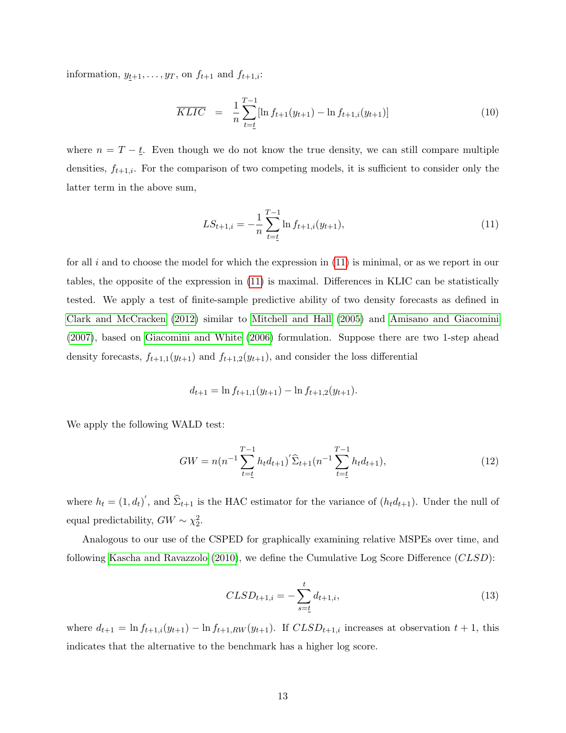information, $y_{\underline{t}+1}, \ldots, y_T$, on $f_{t+1}$ and $f_{t+1,i}$:

$$\overline{KLIC} \;=\; \frac{1}{n}\sum_{t=\underline{t}}^{T-1}[\ln f_{t+1}(y_{t+1}) - \ln f_{t+1,i}(y_{t+1})] \tag{10}$$

where $n = T - \underline{t}$. Even though we do not know the true density, we can still compare multiple densities, $f_{t+1,i}$. For the comparison of two competing models, it is sufficient to consider only the latter term in the above sum,

$$LS_{t+1,i} = -\frac{1}{n}\sum_{t=\underline{t}}^{T-1}\ln f_{t+1,i}(y_{t+1}), \tag{11}$$

for all $i$ and to choose the model for which the expression in (11) is minimal, or as we report in our tables, the opposite of the expression in (11) is maximal. Differences in KLIC can be statistically tested. We apply a test of finite-sample predictive ability of two density forecasts as defined in Clark and McCracken (2012) similar to Mitchell and Hall (2005) and Amisano and Giacomini (2007), based on Giacomini and White (2006) formulation. Suppose there are two 1-step ahead density forecasts, $f_{t+1,1}(y_{t+1})$ and $f_{t+1,2}(y_{t+1})$, and consider the loss differential

$$d_{t+1} = \ln f_{t+1,1}(y_{t+1}) - \ln f_{t+1,2}(y_{t+1}).$$

We apply the following WALD test:

$$GW = n(n^{-1}\sum_{t=\underline{t}}^{T-1}h_t d_{t+1})'\widehat{\Sigma}_{t+1}(n^{-1}\sum_{t=\underline{t}}^{T-1}h_t d_{t+1}), \tag{12}$$

where $h_t = (1, d_t)'$, and $\widehat{\Sigma}_{t+1}$ is the HAC estimator for the variance of $(h_t d_{t+1})$. Under the null of equal predictability, $GW \sim \chi^2_2$.

Analogous to our use of the CSPED for graphically examining relative MSPEs over time, and following Kascha and Ravazzolo (2010), we define the Cumulative Log Score Difference ($CLSD$):

$$CLSD_{t+1,i} = -\sum_{s=\underline{t}}^{t} d_{t+1,i}, \tag{13}$$

where $d_{t+1} = \ln f_{t+1,i}(y_{t+1}) - \ln f_{t+1,RW}(y_{t+1})$. If $CLSD_{t+1,i}$ increases at observation $t+1$, this indicates that the alternative to the benchmark has a higher log score.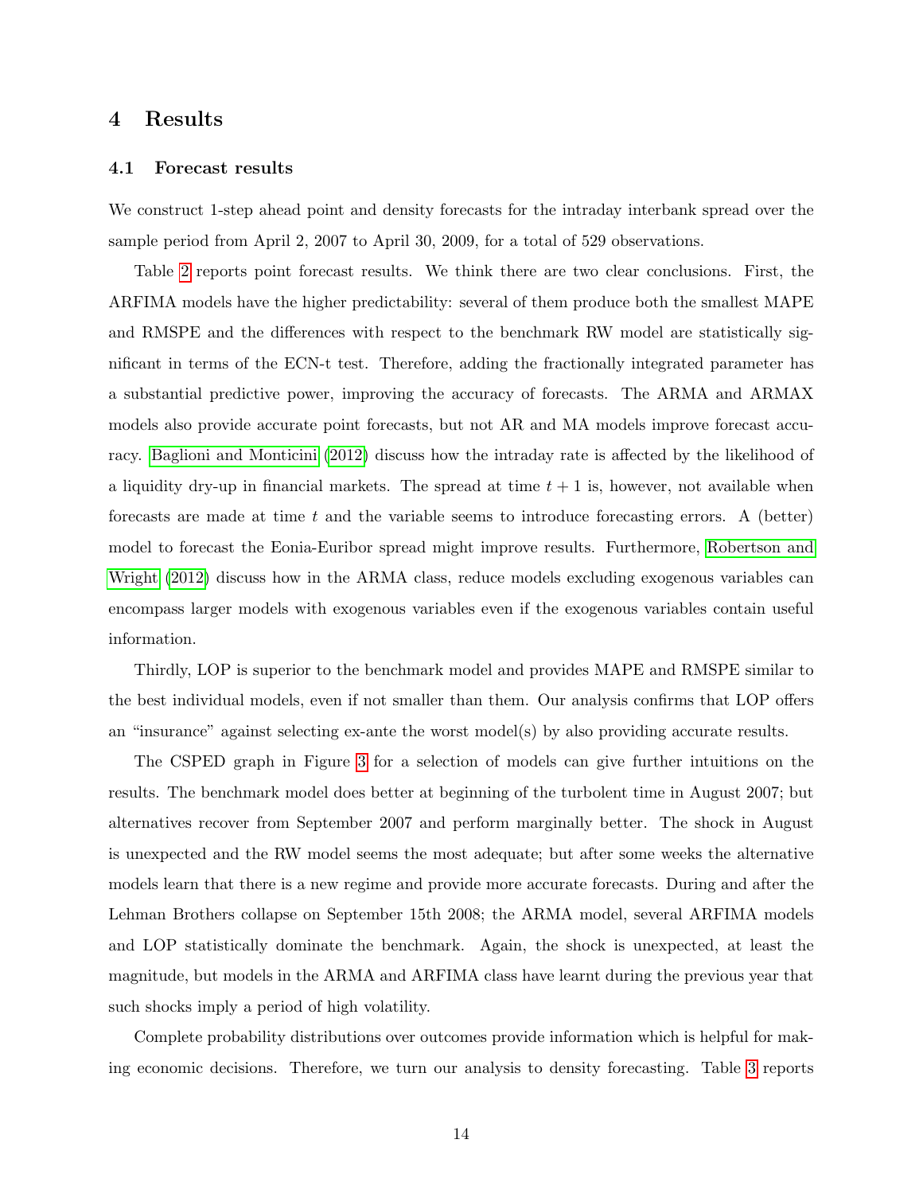# 4 Results

## 4.1 Forecast results

We construct 1-step ahead point and density forecasts for the intraday interbank spread over the sample period from April 2, 2007 to April 30, 2009, for a total of 529 observations.

Table 2 reports point forecast results. We think there are two clear conclusions. First, the ARFIMA models have the higher predictability: several of them produce both the smallest MAPE and RMSPE and the differences with respect to the benchmark RW model are statistically significant in terms of the ECN-t test. Therefore, adding the fractionally integrated parameter has a substantial predictive power, improving the accuracy of forecasts. The ARMA and ARMAX models also provide accurate point forecasts, but not AR and MA models improve forecast accuracy. Baglioni and Monticini (2012) discuss how the intraday rate is affected by the likelihood of a liquidity dry-up in financial markets. The spread at time $t + 1$ is, however, not available when forecasts are made at time $t$ and the variable seems to introduce forecasting errors. A (better) model to forecast the Eonia-Euribor spread might improve results. Furthermore, Robertson and Wright (2012) discuss how in the ARMA class, reduce models excluding exogenous variables can encompass larger models with exogenous variables even if the exogenous variables contain useful information.

Thirdly, LOP is superior to the benchmark model and provides MAPE and RMSPE similar to the best individual models, even if not smaller than them. Our analysis confirms that LOP offers an "insurance" against selecting ex-ante the worst model(s) by also providing accurate results.

The CSPED graph in Figure 3 for a selection of models can give further intuitions on the results. The benchmark model does better at beginning of the turbolent time in August 2007; but alternatives recover from September 2007 and perform marginally better. The shock in August is unexpected and the RW model seems the most adequate; but after some weeks the alternative models learn that there is a new regime and provide more accurate forecasts. During and after the Lehman Brothers collapse on September 15th 2008; the ARMA model, several ARFIMA models and LOP statistically dominate the benchmark. Again, the shock is unexpected, at least the magnitude, but models in the ARMA and ARFIMA class have learnt during the previous year that such shocks imply a period of high volatility.

Complete probability distributions over outcomes provide information which is helpful for making economic decisions. Therefore, we turn our analysis to density forecasting. Table 3 reports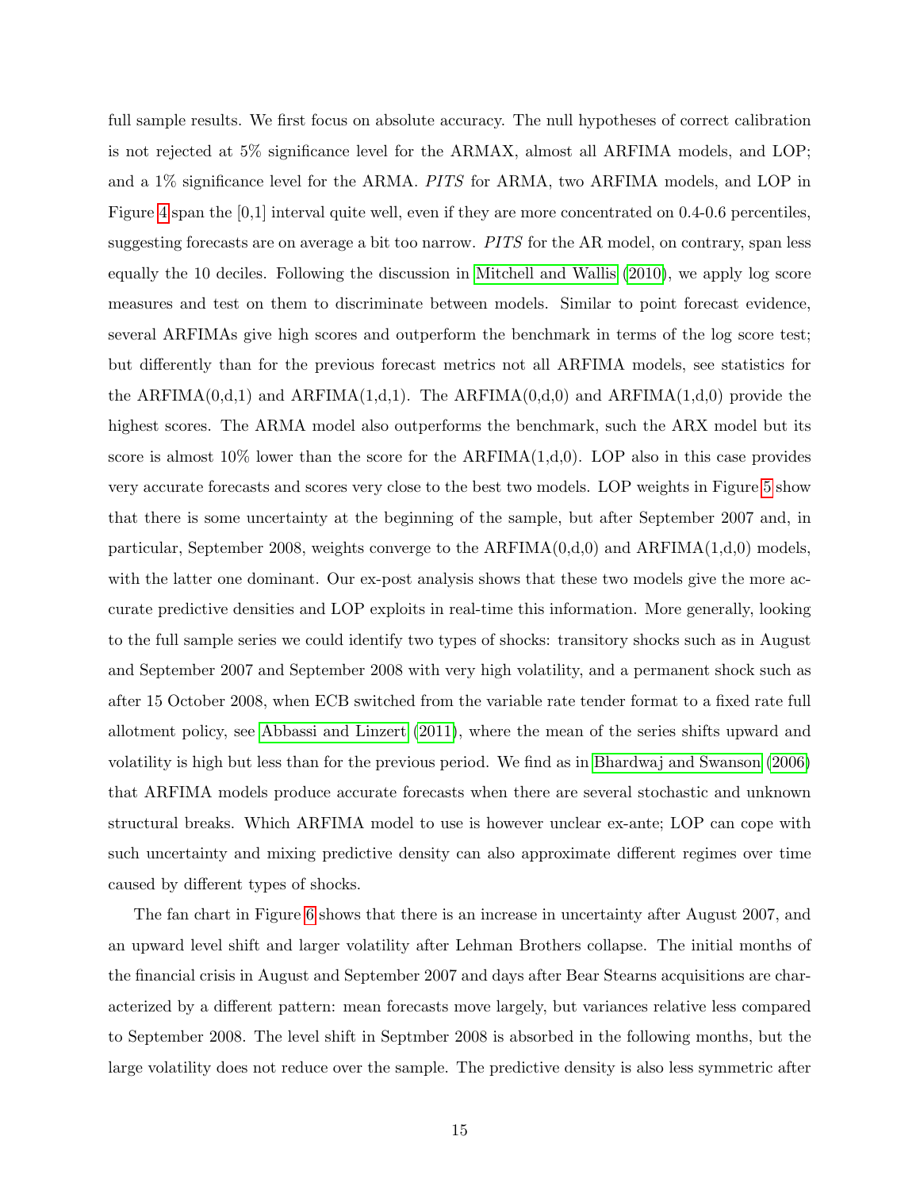full sample results. We first focus on absolute accuracy. The null hypotheses of correct calibration is not rejected at 5% significance level for the ARMAX, almost all ARFIMA models, and LOP; and a 1% significance level for the ARMA. *PITS* for ARMA, two ARFIMA models, and LOP in Figure 4 span the [0,1] interval quite well, even if they are more concentrated on 0.4-0.6 percentiles, suggesting forecasts are on average a bit too narrow. *PITS* for the AR model, on contrary, span less equally the 10 deciles. Following the discussion in Mitchell and Wallis (2010), we apply log score measures and test on them to discriminate between models. Similar to point forecast evidence, several ARFIMAs give high scores and outperform the benchmark in terms of the log score test; but differently than for the previous forecast metrics not all ARFIMA models, see statistics for the ARFIMA(0,d,1) and ARFIMA(1,d,1). The ARFIMA(0,d,0) and ARFIMA(1,d,0) provide the highest scores. The ARMA model also outperforms the benchmark, such the ARX model but its score is almost 10% lower than the score for the ARFIMA(1,d,0). LOP also in this case provides very accurate forecasts and scores very close to the best two models. LOP weights in Figure 5 show that there is some uncertainty at the beginning of the sample, but after September 2007 and, in particular, September 2008, weights converge to the ARFIMA(0,d,0) and ARFIMA(1,d,0) models, with the latter one dominant. Our ex-post analysis shows that these two models give the more accurate predictive densities and LOP exploits in real-time this information. More generally, looking to the full sample series we could identify two types of shocks: transitory shocks such as in August and September 2007 and September 2008 with very high volatility, and a permanent shock such as after 15 October 2008, when ECB switched from the variable rate tender format to a fixed rate full allotment policy, see Abbassi and Linzert (2011), where the mean of the series shifts upward and volatility is high but less than for the previous period. We find as in Bhardwaj and Swanson (2006) that ARFIMA models produce accurate forecasts when there are several stochastic and unknown structural breaks. Which ARFIMA model to use is however unclear ex-ante; LOP can cope with such uncertainty and mixing predictive density can also approximate different regimes over time caused by different types of shocks.

The fan chart in Figure 6 shows that there is an increase in uncertainty after August 2007, and an upward level shift and larger volatility after Lehman Brothers collapse. The initial months of the financial crisis in August and September 2007 and days after Bear Stearns acquisitions are characterized by a different pattern: mean forecasts move largely, but variances relative less compared to September 2008. The level shift in Septmber 2008 is absorbed in the following months, but the large volatility does not reduce over the sample. The predictive density is also less symmetric after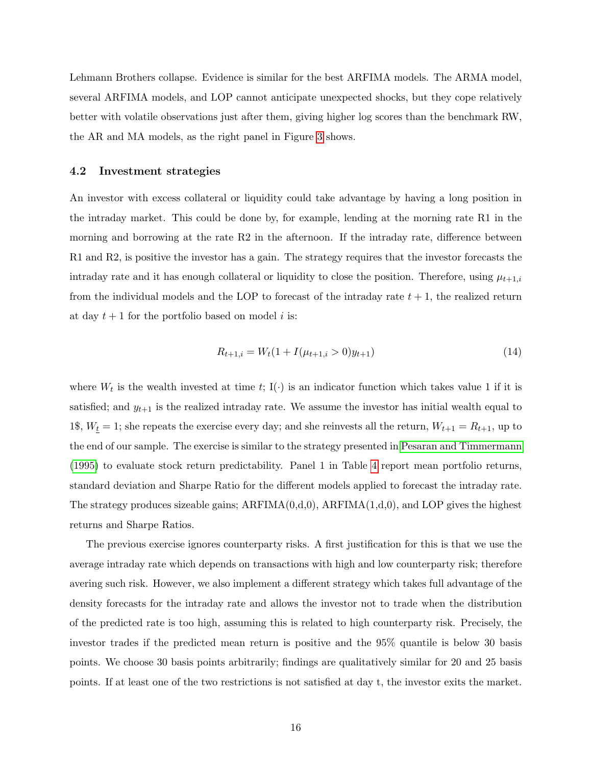Lehmann Brothers collapse. Evidence is similar for the best ARFIMA models. The ARMA model, several ARFIMA models, and LOP cannot anticipate unexpected shocks, but they cope relatively better with volatile observations just after them, giving higher log scores than the benchmark RW, the AR and MA models, as the right panel in Figure 3 shows.

### 4.2 Investment strategies

An investor with excess collateral or liquidity could take advantage by having a long position in the intraday market. This could be done by, for example, lending at the morning rate R1 in the morning and borrowing at the rate R2 in the afternoon. If the intraday rate, difference between R1 and R2, is positive the investor has a gain. The strategy requires that the investor forecasts the intraday rate and it has enough collateral or liquidity to close the position. Therefore, using $\mu_{t+1,i}$ from the individual models and the LOP to forecast of the intraday rate $t+1$, the realized return at day $t+1$ for the portfolio based on model $i$ is:

$$R_{t+1,i} = W_t(1 + I(\mu_{t+1,i} > 0)y_{t+1}) \tag{14}$$

where $W_t$ is the wealth invested at time $t$; I($\cdot$) is an indicator function which takes value 1 if it is satisfied; and $y_{t+1}$ is the realized intraday rate. We assume the investor has initial wealth equal to 1\$, $W_{\underline{t}} = 1$; she repeats the exercise every day; and she reinvests all the return, $W_{t+1} = R_{t+1}$, up to the end of our sample. The exercise is similar to the strategy presented in Pesaran and Timmermann (1995) to evaluate stock return predictability. Panel 1 in Table 4 report mean portfolio returns, standard deviation and Sharpe Ratio for the different models applied to forecast the intraday rate. The strategy produces sizeable gains; ARFIMA(0,d,0), ARFIMA(1,d,0), and LOP gives the highest returns and Sharpe Ratios.

The previous exercise ignores counterparty risks. A first justification for this is that we use the average intraday rate which depends on transactions with high and low counterparty risk; therefore avering such risk. However, we also implement a different strategy which takes full advantage of the density forecasts for the intraday rate and allows the investor not to trade when the distribution of the predicted rate is too high, assuming this is related to high counterparty risk. Precisely, the investor trades if the predicted mean return is positive and the 95% quantile is below 30 basis points. We choose 30 basis points arbitrarily; findings are qualitatively similar for 20 and 25 basis points. If at least one of the two restrictions is not satisfied at day t, the investor exits the market.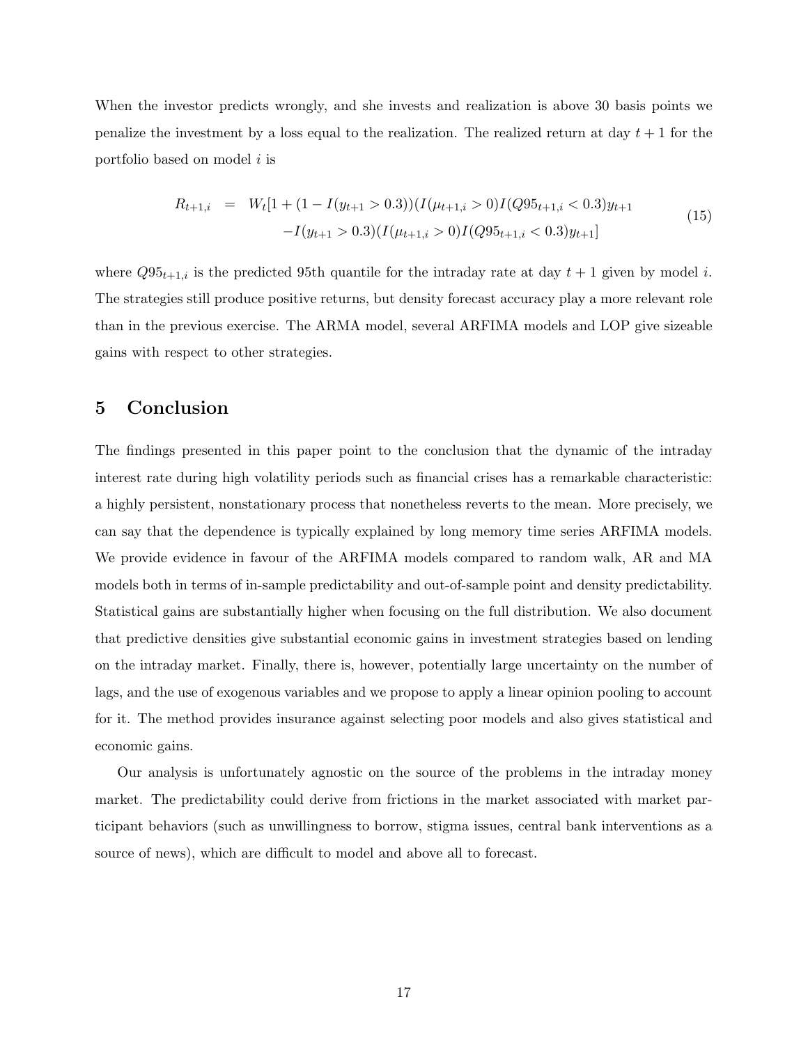When the investor predicts wrongly, and she invests and realization is above 30 basis points we penalize the investment by a loss equal to the realization. The realized return at day $t+1$ for the portfolio based on model $i$ is

$$
\begin{aligned}
R_{t+1,i} \;=\; & W_t[1 + (1 - I(y_{t+1} > 0.3))(I(\mu_{t+1,i} > 0)I(Q95_{t+1,i} < 0.3)y_{t+1} \\
& - I(y_{t+1} > 0.3)(I(\mu_{t+1,i} > 0)I(Q95_{t+1,i} < 0.3)y_{t+1}]
\end{aligned}
\tag{15}
$$

where $Q95_{t+1,i}$ is the predicted 95th quantile for the intraday rate at day $t+1$ given by model $i$. The strategies still produce positive returns, but density forecast accuracy play a more relevant role than in the previous exercise. The ARMA model, several ARFIMA models and LOP give sizeable gains with respect to other strategies.

# 5 Conclusion

The findings presented in this paper point to the conclusion that the dynamic of the intraday interest rate during high volatility periods such as financial crises has a remarkable characteristic: a highly persistent, nonstationary process that nonetheless reverts to the mean. More precisely, we can say that the dependence is typically explained by long memory time series ARFIMA models. We provide evidence in favour of the ARFIMA models compared to random walk, AR and MA models both in terms of in-sample predictability and out-of-sample point and density predictability. Statistical gains are substantially higher when focusing on the full distribution. We also document that predictive densities give substantial economic gains in investment strategies based on lending on the intraday market. Finally, there is, however, potentially large uncertainty on the number of lags, and the use of exogenous variables and we propose to apply a linear opinion pooling to account for it. The method provides insurance against selecting poor models and also gives statistical and economic gains.

Our analysis is unfortunately agnostic on the source of the problems in the intraday money market. The predictability could derive from frictions in the market associated with market participant behaviors (such as unwillingness to borrow, stigma issues, central bank interventions as a source of news), which are difficult to model and above all to forecast.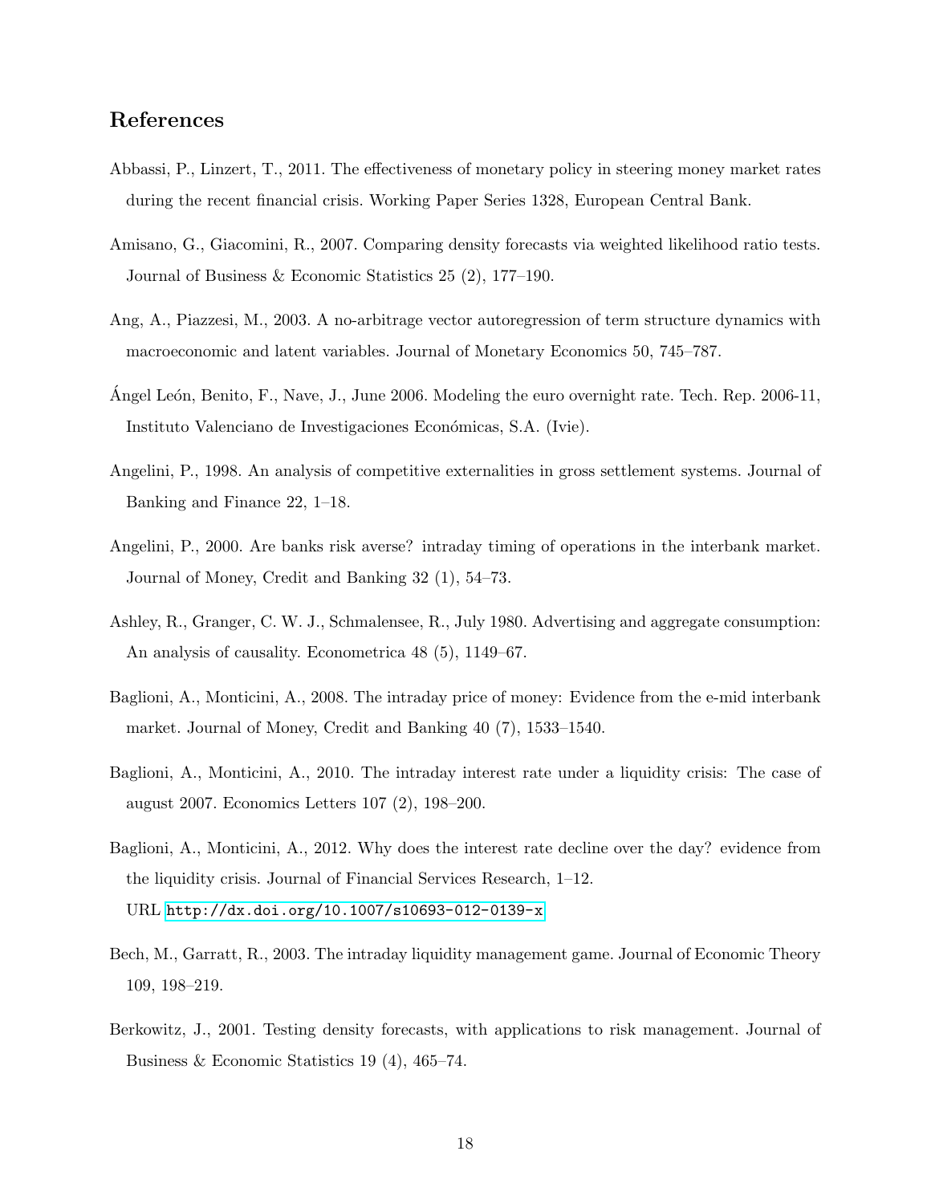## References

Abbassi, P., Linzert, T., 2011. The effectiveness of monetary policy in steering money market rates during the recent financial crisis. Working Paper Series 1328, European Central Bank.

Amisano, G., Giacomini, R., 2007. Comparing density forecasts via weighted likelihood ratio tests. Journal of Business & Economic Statistics 25 (2), 177–190.

Ang, A., Piazzesi, M., 2003. A no-arbitrage vector autoregression of term structure dynamics with macroeconomic and latent variables. Journal of Monetary Economics 50, 745–787.

Ángel León, Benito, F., Nave, J., June 2006. Modeling the euro overnight rate. Tech. Rep. 2006-11, Instituto Valenciano de Investigaciones Económicas, S.A. (Ivie).

Angelini, P., 1998. An analysis of competitive externalities in gross settlement systems. Journal of Banking and Finance 22, 1–18.

Angelini, P., 2000. Are banks risk averse? intraday timing of operations in the interbank market. Journal of Money, Credit and Banking 32 (1), 54–73.

Ashley, R., Granger, C. W. J., Schmalensee, R., July 1980. Advertising and aggregate consumption: An analysis of causality. Econometrica 48 (5), 1149–67.

Baglioni, A., Monticini, A., 2008. The intraday price of money: Evidence from the e-mid interbank market. Journal of Money, Credit and Banking 40 (7), 1533–1540.

Baglioni, A., Monticini, A., 2010. The intraday interest rate under a liquidity crisis: The case of august 2007. Economics Letters 107 (2), 198–200.

Baglioni, A., Monticini, A., 2012. Why does the interest rate decline over the day? evidence from the liquidity crisis. Journal of Financial Services Research, 1–12.
URL http://dx.doi.org/10.1007/s10693-012-0139-x

Bech, M., Garratt, R., 2003. The intraday liquidity management game. Journal of Economic Theory 109, 198–219.

Berkowitz, J., 2001. Testing density forecasts, with applications to risk management. Journal of Business & Economic Statistics 19 (4), 465–74.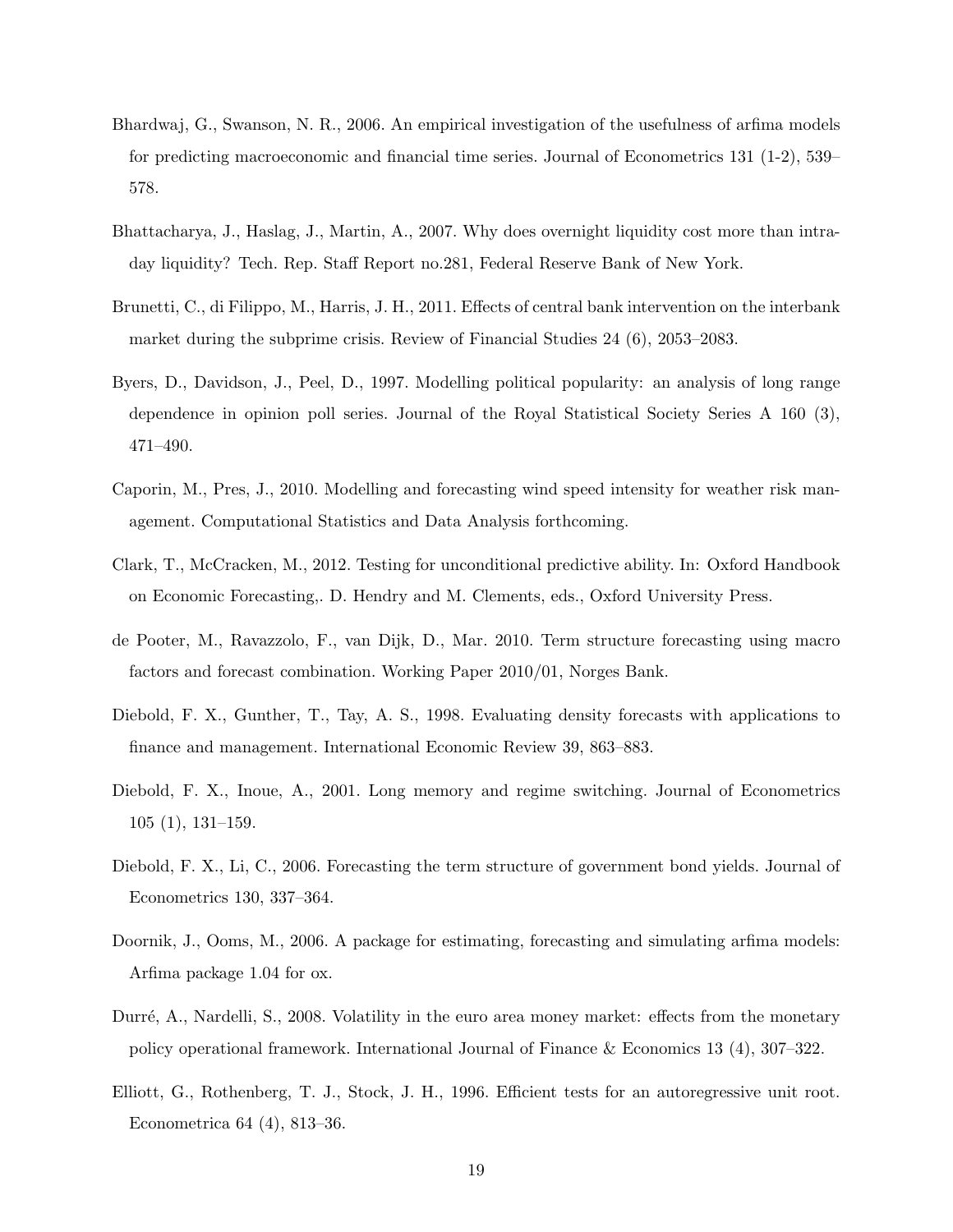Bhardwaj, G., Swanson, N. R., 2006. An empirical investigation of the usefulness of arfima models for predicting macroeconomic and financial time series. Journal of Econometrics 131 (1-2), 539–578.

Bhattacharya, J., Haslag, J., Martin, A., 2007. Why does overnight liquidity cost more than intraday liquidity? Tech. Rep. Staff Report no.281, Federal Reserve Bank of New York.

Brunetti, C., di Filippo, M., Harris, J. H., 2011. Effects of central bank intervention on the interbank market during the subprime crisis. Review of Financial Studies 24 (6), 2053–2083.

Byers, D., Davidson, J., Peel, D., 1997. Modelling political popularity: an analysis of long range dependence in opinion poll series. Journal of the Royal Statistical Society Series A 160 (3), 471–490.

Caporin, M., Pres, J., 2010. Modelling and forecasting wind speed intensity for weather risk management. Computational Statistics and Data Analysis forthcoming.

Clark, T., McCracken, M., 2012. Testing for unconditional predictive ability. In: Oxford Handbook on Economic Forecasting,. D. Hendry and M. Clements, eds., Oxford University Press.

de Pooter, M., Ravazzolo, F., van Dijk, D., Mar. 2010. Term structure forecasting using macro factors and forecast combination. Working Paper 2010/01, Norges Bank.

Diebold, F. X., Gunther, T., Tay, A. S., 1998. Evaluating density forecasts with applications to finance and management. International Economic Review 39, 863–883.

Diebold, F. X., Inoue, A., 2001. Long memory and regime switching. Journal of Econometrics 105 (1), 131–159.

Diebold, F. X., Li, C., 2006. Forecasting the term structure of government bond yields. Journal of Econometrics 130, 337–364.

Doornik, J., Ooms, M., 2006. A package for estimating, forecasting and simulating arfima models: Arfima package 1.04 for ox.

Durré, A., Nardelli, S., 2008. Volatility in the euro area money market: effects from the monetary policy operational framework. International Journal of Finance & Economics 13 (4), 307–322.

Elliott, G., Rothenberg, T. J., Stock, J. H., 1996. Efficient tests for an autoregressive unit root. Econometrica 64 (4), 813–36.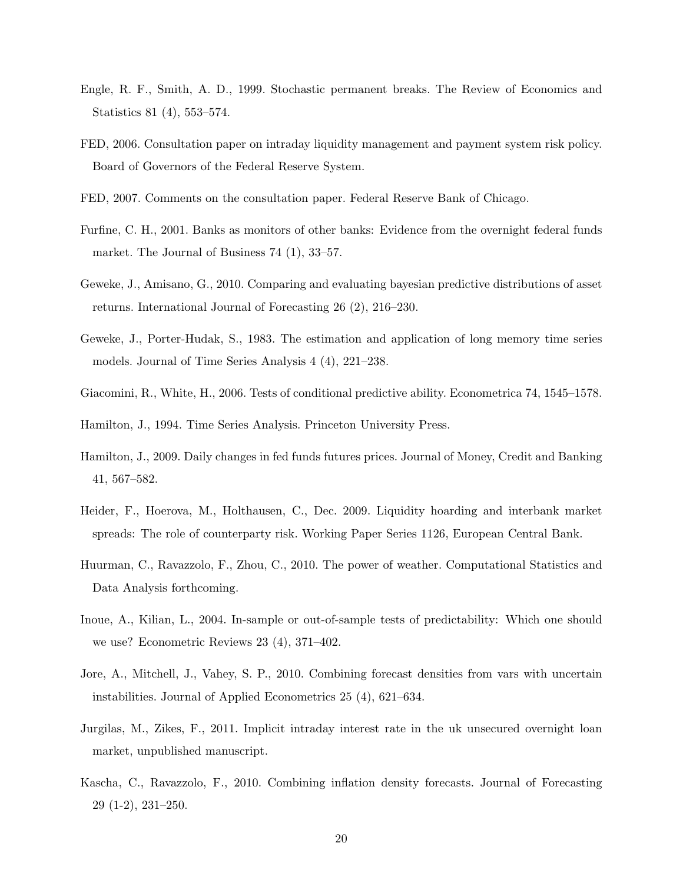Engle, R. F., Smith, A. D., 1999. Stochastic permanent breaks. The Review of Economics and Statistics 81 (4), 553–574.

FED, 2006. Consultation paper on intraday liquidity management and payment system risk policy. Board of Governors of the Federal Reserve System.

FED, 2007. Comments on the consultation paper. Federal Reserve Bank of Chicago.

Furfine, C. H., 2001. Banks as monitors of other banks: Evidence from the overnight federal funds market. The Journal of Business 74 (1), 33–57.

Geweke, J., Amisano, G., 2010. Comparing and evaluating bayesian predictive distributions of asset returns. International Journal of Forecasting 26 (2), 216–230.

Geweke, J., Porter-Hudak, S., 1983. The estimation and application of long memory time series models. Journal of Time Series Analysis 4 (4), 221–238.

Giacomini, R., White, H., 2006. Tests of conditional predictive ability. Econometrica 74, 1545–1578.

Hamilton, J., 1994. Time Series Analysis. Princeton University Press.

Hamilton, J., 2009. Daily changes in fed funds futures prices. Journal of Money, Credit and Banking 41, 567–582.

Heider, F., Hoerova, M., Holthausen, C., Dec. 2009. Liquidity hoarding and interbank market spreads: The role of counterparty risk. Working Paper Series 1126, European Central Bank.

Huurman, C., Ravazzolo, F., Zhou, C., 2010. The power of weather. Computational Statistics and Data Analysis forthcoming.

Inoue, A., Kilian, L., 2004. In-sample or out-of-sample tests of predictability: Which one should we use? Econometric Reviews 23 (4), 371–402.

Jore, A., Mitchell, J., Vahey, S. P., 2010. Combining forecast densities from vars with uncertain instabilities. Journal of Applied Econometrics 25 (4), 621–634.

Jurgilas, M., Zikes, F., 2011. Implicit intraday interest rate in the uk unsecured overnight loan market, unpublished manuscript.

Kascha, C., Ravazzolo, F., 2010. Combining inflation density forecasts. Journal of Forecasting 29 (1-2), 231–250.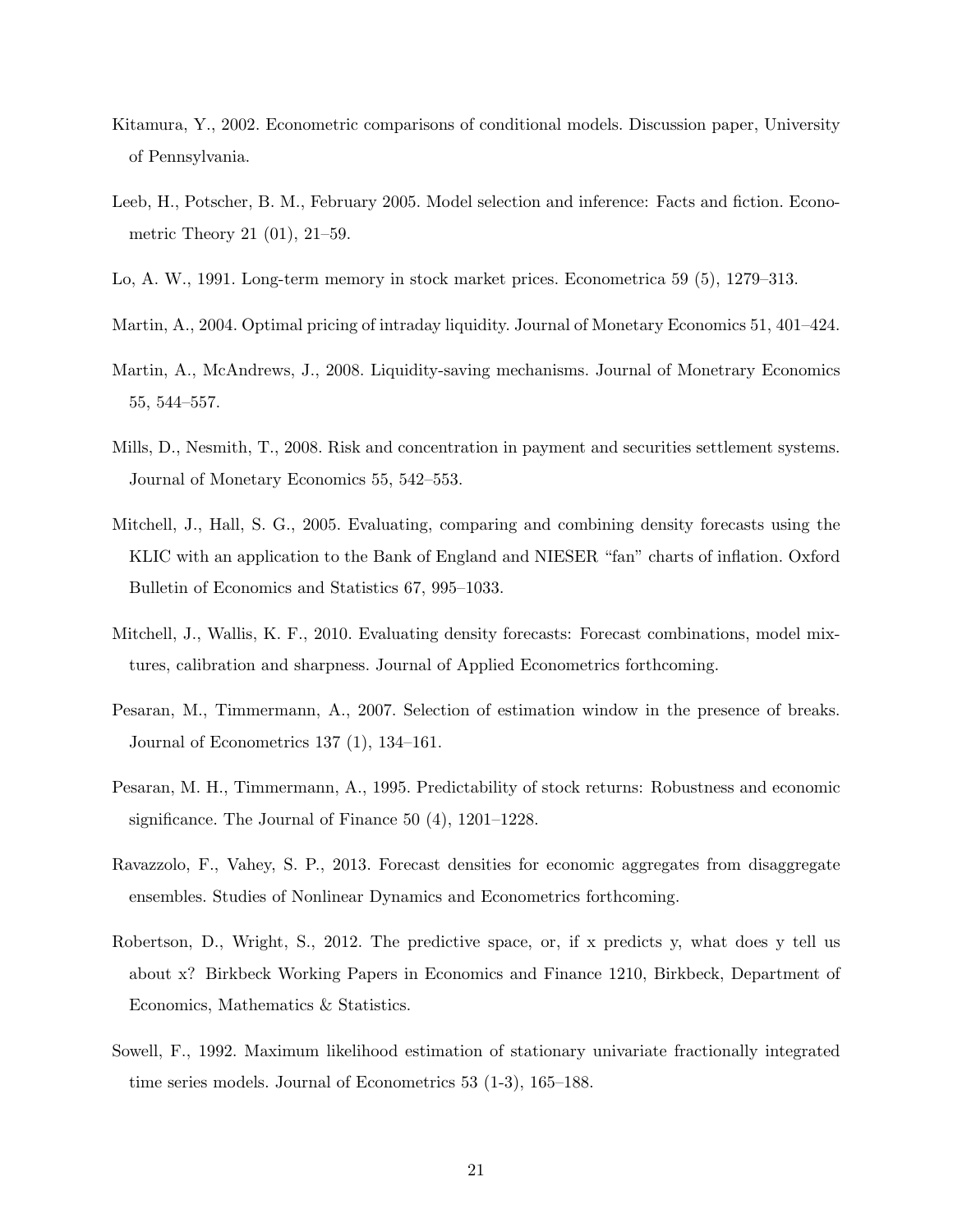Kitamura, Y., 2002. Econometric comparisons of conditional models. Discussion paper, University of Pennsylvania.

Leeb, H., Potscher, B. M., February 2005. Model selection and inference: Facts and fiction. Econometric Theory 21 (01), 21–59.

Lo, A. W., 1991. Long-term memory in stock market prices. Econometrica 59 (5), 1279–313.

Martin, A., 2004. Optimal pricing of intraday liquidity. Journal of Monetary Economics 51, 401–424.

Martin, A., McAndrews, J., 2008. Liquidity-saving mechanisms. Journal of Monetrary Economics 55, 544–557.

Mills, D., Nesmith, T., 2008. Risk and concentration in payment and securities settlement systems. Journal of Monetary Economics 55, 542–553.

Mitchell, J., Hall, S. G., 2005. Evaluating, comparing and combining density forecasts using the KLIC with an application to the Bank of England and NIESER "fan" charts of inflation. Oxford Bulletin of Economics and Statistics 67, 995–1033.

Mitchell, J., Wallis, K. F., 2010. Evaluating density forecasts: Forecast combinations, model mixtures, calibration and sharpness. Journal of Applied Econometrics forthcoming.

Pesaran, M., Timmermann, A., 2007. Selection of estimation window in the presence of breaks. Journal of Econometrics 137 (1), 134–161.

Pesaran, M. H., Timmermann, A., 1995. Predictability of stock returns: Robustness and economic significance. The Journal of Finance 50 (4), 1201–1228.

Ravazzolo, F., Vahey, S. P., 2013. Forecast densities for economic aggregates from disaggregate ensembles. Studies of Nonlinear Dynamics and Econometrics forthcoming.

Robertson, D., Wright, S., 2012. The predictive space, or, if x predicts y, what does y tell us about x? Birkbeck Working Papers in Economics and Finance 1210, Birkbeck, Department of Economics, Mathematics & Statistics.

Sowell, F., 1992. Maximum likelihood estimation of stationary univariate fractionally integrated time series models. Journal of Econometrics 53 (1-3), 165–188.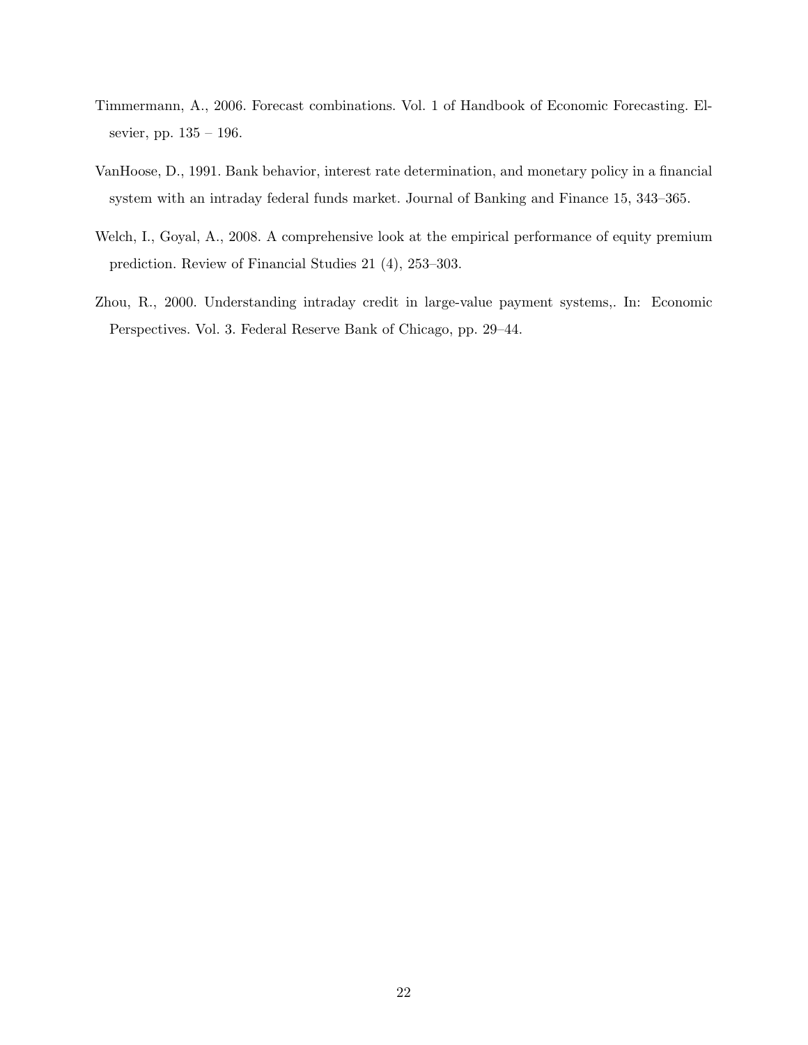Timmermann, A., 2006. Forecast combinations. Vol. 1 of Handbook of Economic Forecasting. Elsevier, pp. 135 – 196.

VanHoose, D., 1991. Bank behavior, interest rate determination, and monetary policy in a financial system with an intraday federal funds market. Journal of Banking and Finance 15, 343–365.

Welch, I., Goyal, A., 2008. A comprehensive look at the empirical performance of equity premium prediction. Review of Financial Studies 21 (4), 253–303.

Zhou, R., 2000. Understanding intraday credit in large-value payment systems,. In: Economic Perspectives. Vol. 3. Federal Reserve Bank of Chicago, pp. 29–44.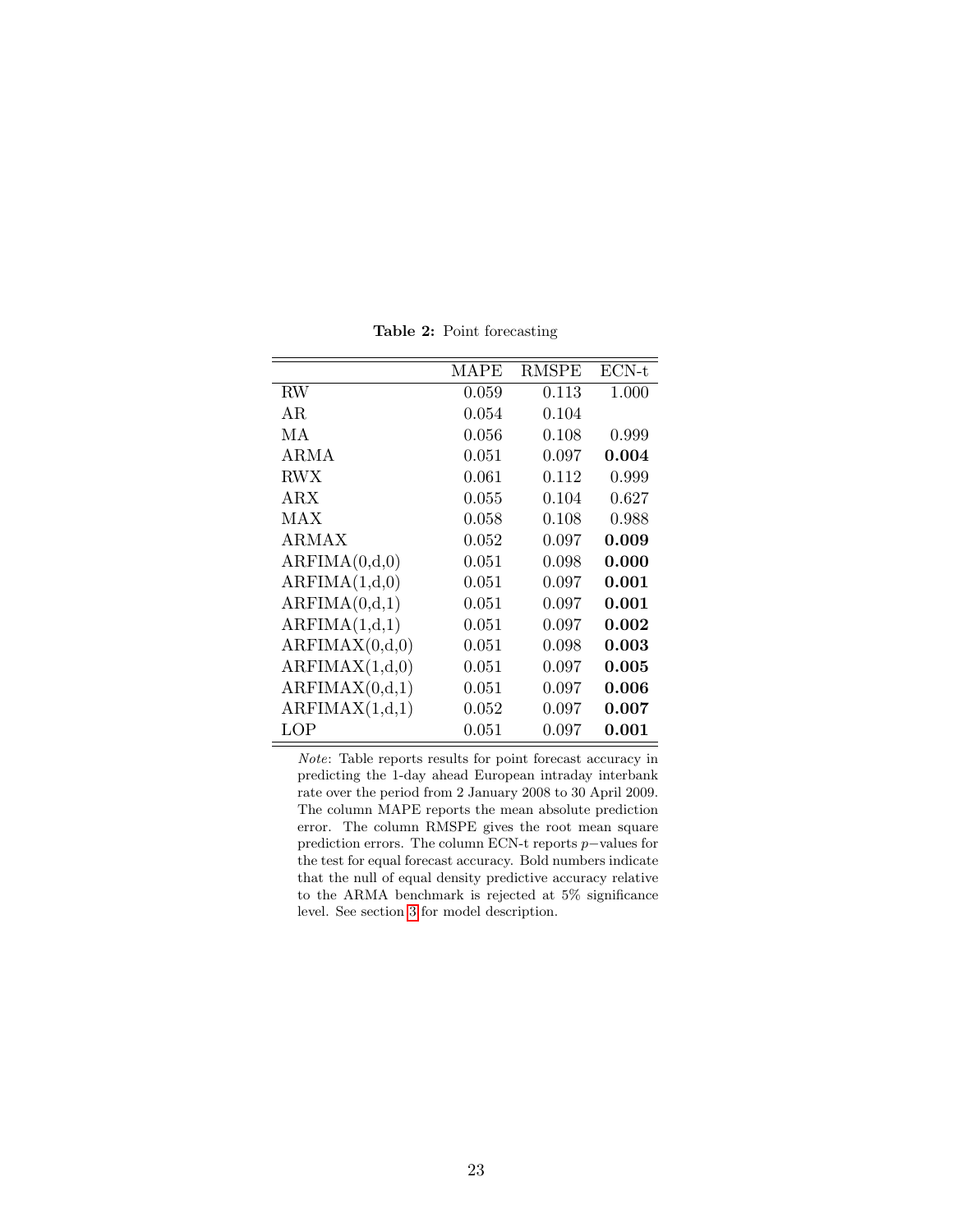**Table 2:** Point forecasting

| | MAPE | RMSPE | ECN-t |
|---|---|---|---|
| RW | 0.059 | 0.113 | 1.000 |
| AR | 0.054 | 0.104 | |
| MA | 0.056 | 0.108 | 0.999 |
| ARMA | 0.051 | 0.097 | **0.004** |
| RWX | 0.061 | 0.112 | 0.999 |
| ARX | 0.055 | 0.104 | 0.627 |
| MAX | 0.058 | 0.108 | 0.988 |
| ARMAX | 0.052 | 0.097 | **0.009** |
| ARFIMA(0,d,0) | 0.051 | 0.098 | **0.000** |
| ARFIMA(1,d,0) | 0.051 | 0.097 | **0.001** |
| ARFIMA(0,d,1) | 0.051 | 0.097 | **0.001** |
| ARFIMA(1,d,1) | 0.051 | 0.097 | **0.002** |
| ARFIMAX(0,d,0) | 0.051 | 0.098 | **0.003** |
| ARFIMAX(1,d,0) | 0.051 | 0.097 | **0.005** |
| ARFIMAX(0,d,1) | 0.051 | 0.097 | **0.006** |
| ARFIMAX(1,d,1) | 0.052 | 0.097 | **0.007** |
| LOP | 0.051 | 0.097 | **0.001** |

*Note*: Table reports results for point forecast accuracy in predicting the 1-day ahead European intraday interbank rate over the period from 2 January 2008 to 30 April 2009. The column MAPE reports the mean absolute prediction error. The column RMSPE gives the root mean square prediction errors. The column ECN-t reports $p-$values for the test for equal forecast accuracy. Bold numbers indicate that the null of equal density predictive accuracy relative to the ARMA benchmark is rejected at 5% significance level. See section 3 for model description.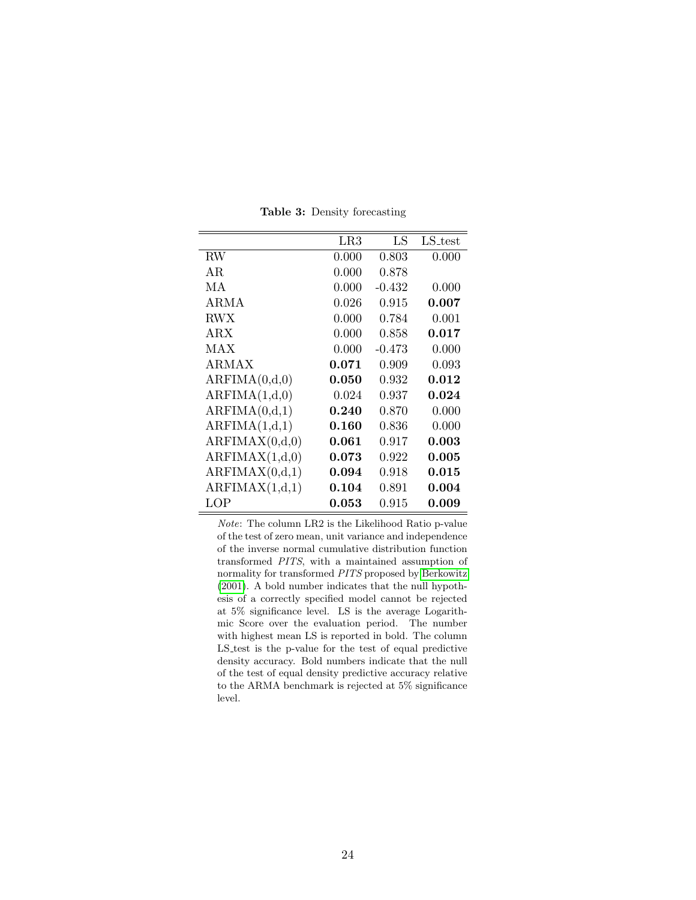**Table 3:** Density forecasting

| | LR3 | LS | LS_test |
|---|---|---|---|
| RW | 0.000 | 0.803 | 0.000 |
| AR | 0.000 | 0.878 | |
| MA | 0.000 | -0.432 | 0.000 |
| ARMA | 0.026 | 0.915 | **0.007** |
| RWX | 0.000 | 0.784 | 0.001 |
| ARX | 0.000 | 0.858 | **0.017** |
| MAX | 0.000 | -0.473 | 0.000 |
| ARMAX | **0.071** | 0.909 | 0.093 |
| ARFIMA(0,d,0) | **0.050** | 0.932 | **0.012** |
| ARFIMA(1,d,0) | 0.024 | 0.937 | **0.024** |
| ARFIMA(0,d,1) | **0.240** | 0.870 | 0.000 |
| ARFIMA(1,d,1) | **0.160** | 0.836 | 0.000 |
| ARFIMAX(0,d,0) | **0.061** | 0.917 | **0.003** |
| ARFIMAX(1,d,0) | **0.073** | 0.922 | **0.005** |
| ARFIMAX(0,d,1) | **0.094** | 0.918 | **0.015** |
| ARFIMAX(1,d,1) | **0.104** | 0.891 | **0.004** |
| LOP | **0.053** | 0.915 | **0.009** |

*Note*: The column LR2 is the Likelihood Ratio p-value of the test of zero mean, unit variance and independence of the inverse normal cumulative distribution function transformed *PITS*, with a maintained assumption of normality for transformed *PITS* proposed by Berkowitz (2001). A bold number indicates that the null hypothesis of a correctly specified model cannot be rejected at 5% significance level. LS is the average Logarithmic Score over the evaluation period. The number with highest mean LS is reported in bold. The column LS_test is the p-value for the test of equal predictive density accuracy. Bold numbers indicate that the null of the test of equal density predictive accuracy relative to the ARMA benchmark is rejected at 5% significance level.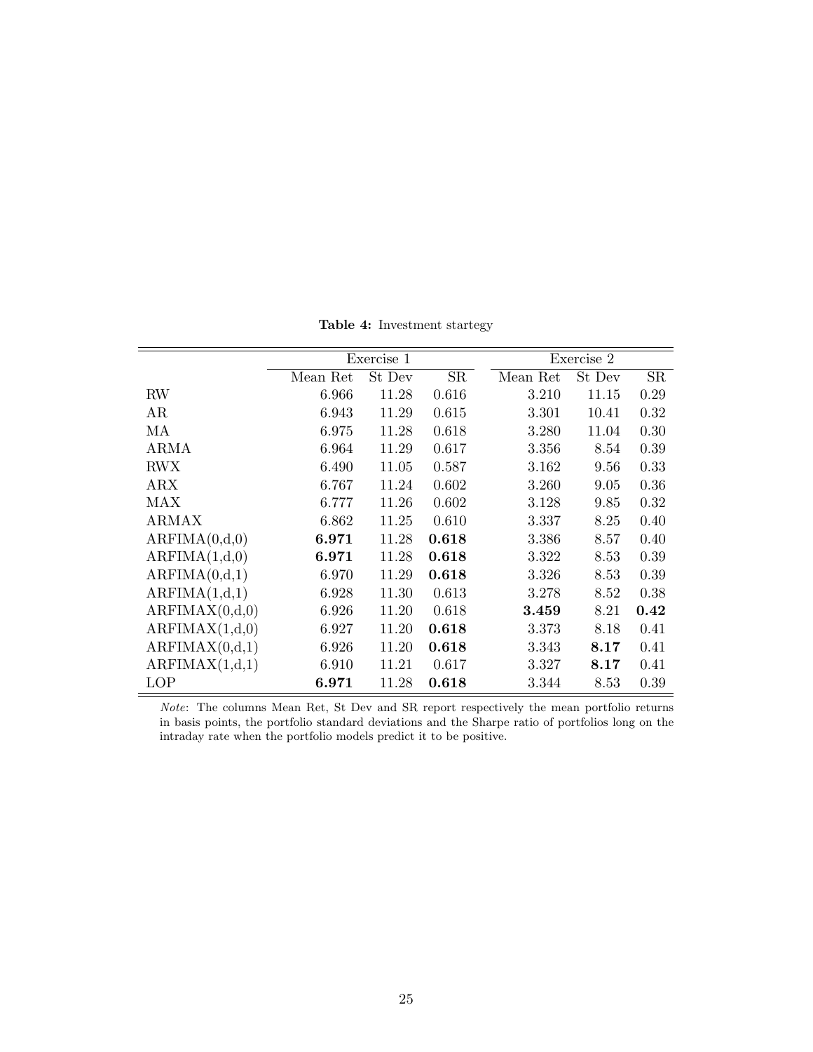**Table 4:** Investment startegy

| | Exercise 1 | | | Exercise 2 | | |
|---|---|---|---|---|---|---|
| | Mean Ret | St Dev | SR | Mean Ret | St Dev | SR |
| RW | 6.966 | 11.28 | 0.616 | 3.210 | 11.15 | 0.29 |
| AR | 6.943 | 11.29 | 0.615 | 3.301 | 10.41 | 0.32 |
| MA | 6.975 | 11.28 | 0.618 | 3.280 | 11.04 | 0.30 |
| ARMA | 6.964 | 11.29 | 0.617 | 3.356 | 8.54 | 0.39 |
| RWX | 6.490 | 11.05 | 0.587 | 3.162 | 9.56 | 0.33 |
| ARX | 6.767 | 11.24 | 0.602 | 3.260 | 9.05 | 0.36 |
| MAX | 6.777 | 11.26 | 0.602 | 3.128 | 9.85 | 0.32 |
| ARMAX | 6.862 | 11.25 | 0.610 | 3.337 | 8.25 | 0.40 |
| ARFIMA(0,d,0) | **6.971** | 11.28 | **0.618** | 3.386 | 8.57 | 0.40 |
| ARFIMA(1,d,0) | **6.971** | 11.28 | **0.618** | 3.322 | 8.53 | 0.39 |
| ARFIMA(0,d,1) | 6.970 | 11.29 | **0.618** | 3.326 | 8.53 | 0.39 |
| ARFIMA(1,d,1) | 6.928 | 11.30 | 0.613 | 3.278 | 8.52 | 0.38 |
| ARFIMAX(0,d,0) | 6.926 | 11.20 | 0.618 | **3.459** | 8.21 | **0.42** |
| ARFIMAX(1,d,0) | 6.927 | 11.20 | **0.618** | 3.373 | 8.18 | 0.41 |
| ARFIMAX(0,d,1) | 6.926 | 11.20 | **0.618** | 3.343 | **8.17** | 0.41 |
| ARFIMAX(1,d,1) | 6.910 | 11.21 | 0.617 | 3.327 | **8.17** | 0.41 |
| LOP | **6.971** | 11.28 | **0.618** | 3.344 | 8.53 | 0.39 |

*Note*: The columns Mean Ret, St Dev and SR report respectively the mean portfolio returns in basis points, the portfolio standard deviations and the Sharpe ratio of portfolios long on the intraday rate when the portfolio models predict it to be positive.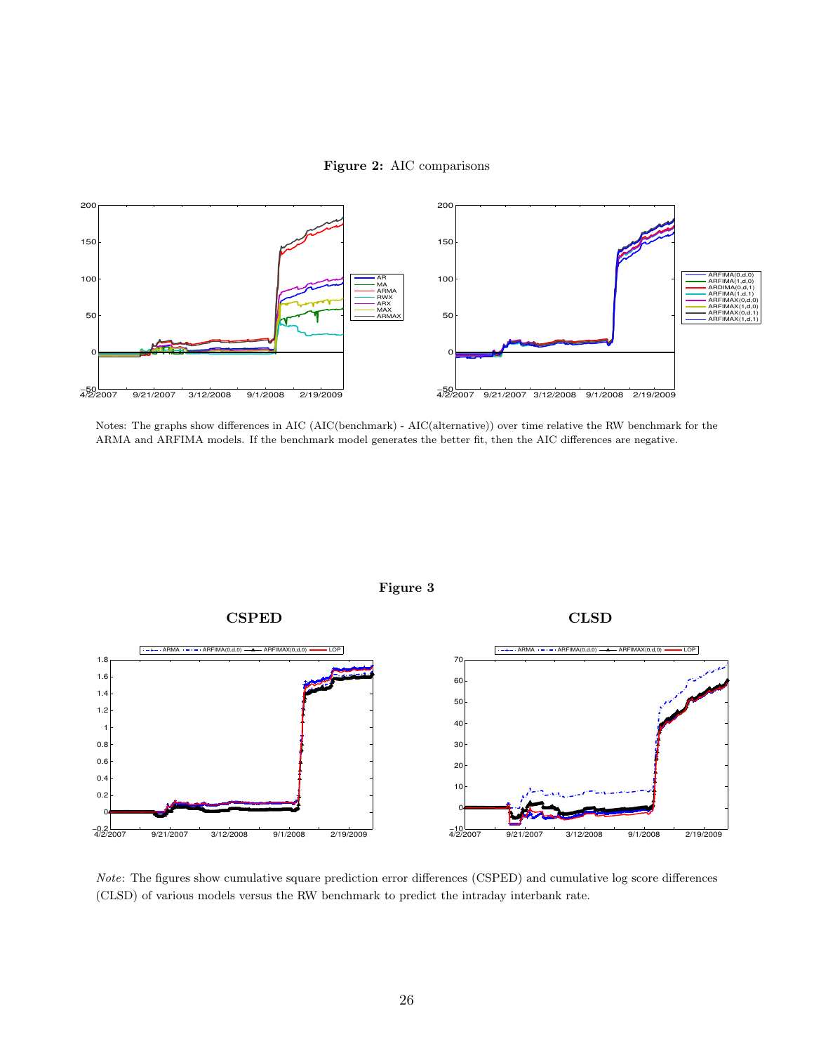**Figure 2:** AIC comparisons

Notes: The graphs show differences in AIC (AIC(benchmark) - AIC(alternative)) over time relative the RW benchmark for the ARMA and ARFIMA models. If the benchmark model generates the better fit, then the AIC differences are negative.

**Figure 3**

**CSPED** **CLSD**

*Note*: The figures show cumulative square prediction error differences (CSPED) and cumulative log score differences (CLSD) of various models versus the RW benchmark to predict the intraday interbank rate.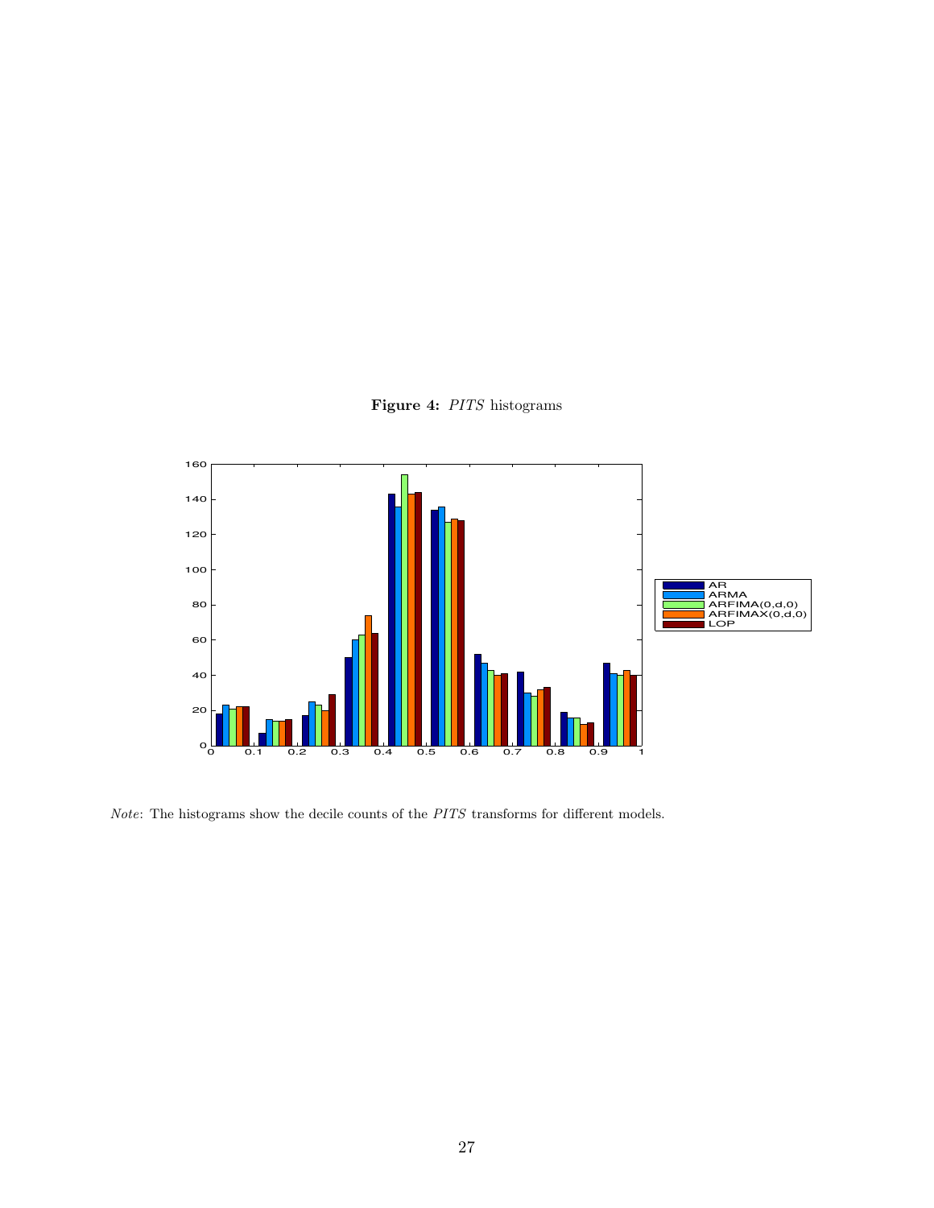**Figure 4:** *PITS* histograms

*Note*: The histograms show the decile counts of the *PITS* transforms for different models.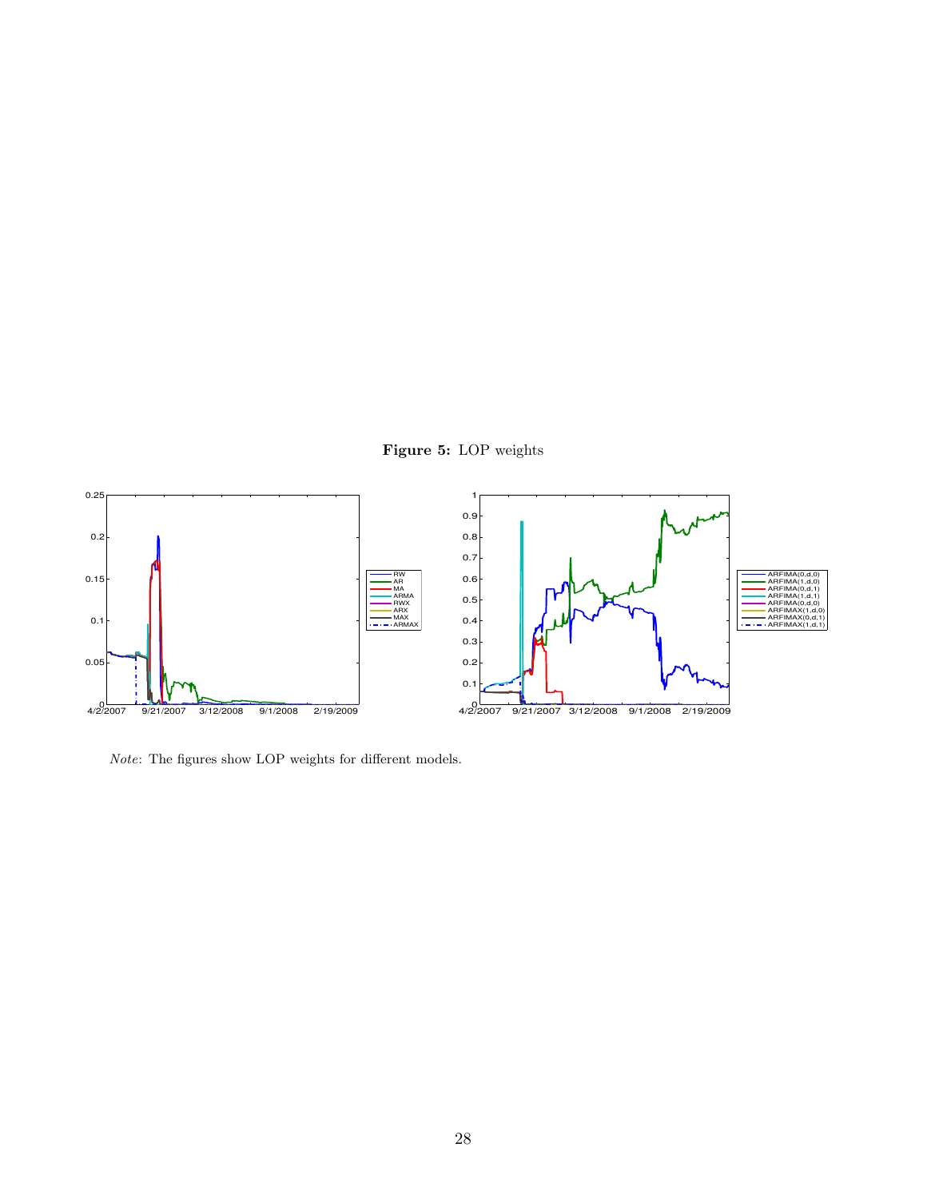**Figure 5:** LOP weights

*Note*: The figures show LOP weights for different models.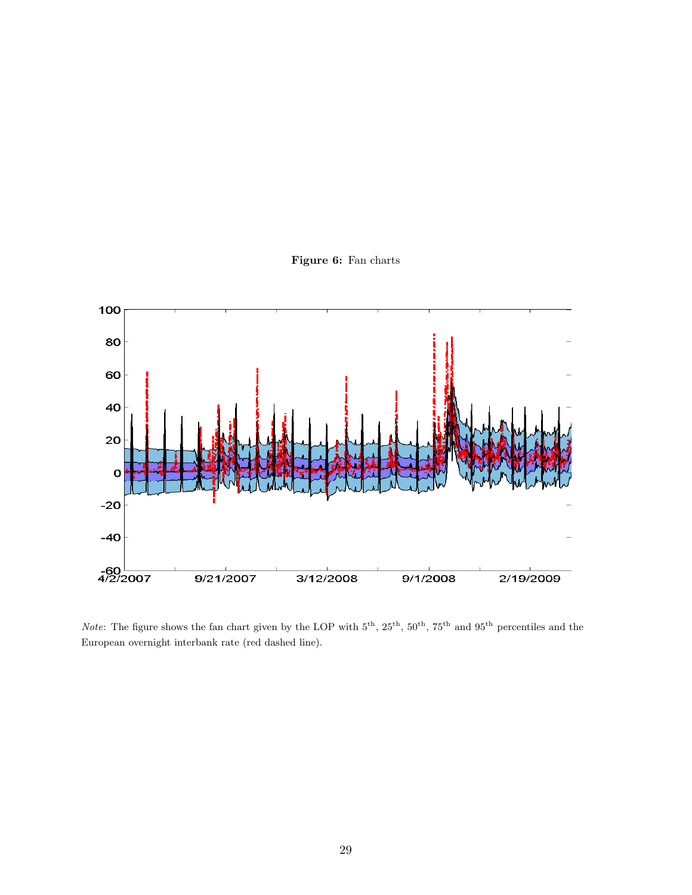**Figure 6:** Fan charts

*Note*: The figure shows the fan chart given by the LOP with $5^{\text{th}}$, $25^{\text{th}}$, $50^{\text{th}}$, $75^{\text{th}}$ and $95^{\text{th}}$ percentiles and the European overnight interbank rate (red dashed line).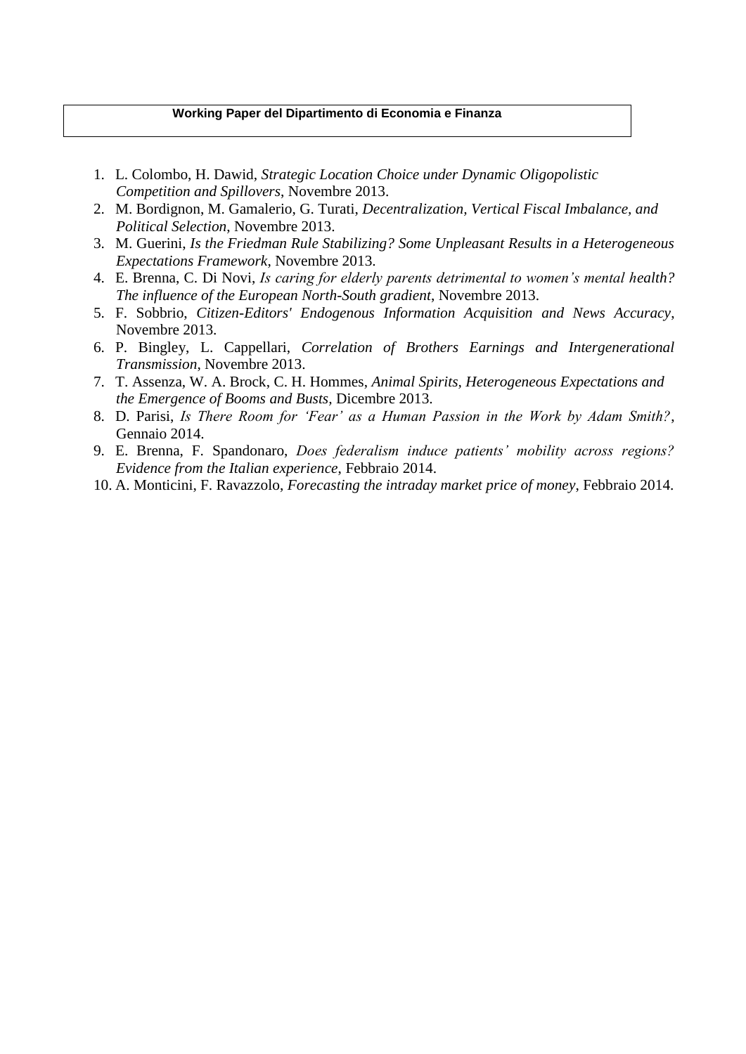**Working Paper del Dipartimento di Economia e Finanza**

1. L. Colombo, H. Dawid, *Strategic Location Choice under Dynamic Oligopolistic Competition and Spillovers*, Novembre 2013.
2. M. Bordignon, M. Gamalerio, G. Turati, *Decentralization, Vertical Fiscal Imbalance, and Political Selection*, Novembre 2013.
3. M. Guerini, *Is the Friedman Rule Stabilizing? Some Unpleasant Results in a Heterogeneous Expectations Framework*, Novembre 2013.
4. E. Brenna, C. Di Novi, *Is caring for elderly parents detrimental to women's mental health? The influence of the European North-South gradient*, Novembre 2013.
5. F. Sobbrio, *Citizen-Editors' Endogenous Information Acquisition and News Accuracy*, Novembre 2013.
6. P. Bingley, L. Cappellari, *Correlation of Brothers Earnings and Intergenerational Transmission*, Novembre 2013.
7. T. Assenza, W. A. Brock, C. H. Hommes, *Animal Spirits, Heterogeneous Expectations and the Emergence of Booms and Busts*, Dicembre 2013.
8. D. Parisi, *Is There Room for 'Fear' as a Human Passion in the Work by Adam Smith?*, Gennaio 2014.
9. E. Brenna, F. Spandonaro, *Does federalism induce patients' mobility across regions? Evidence from the Italian experience*, Febbraio 2014.
10. A. Monticini, F. Ravazzolo, *Forecasting the intraday market price of money*, Febbraio 2014.